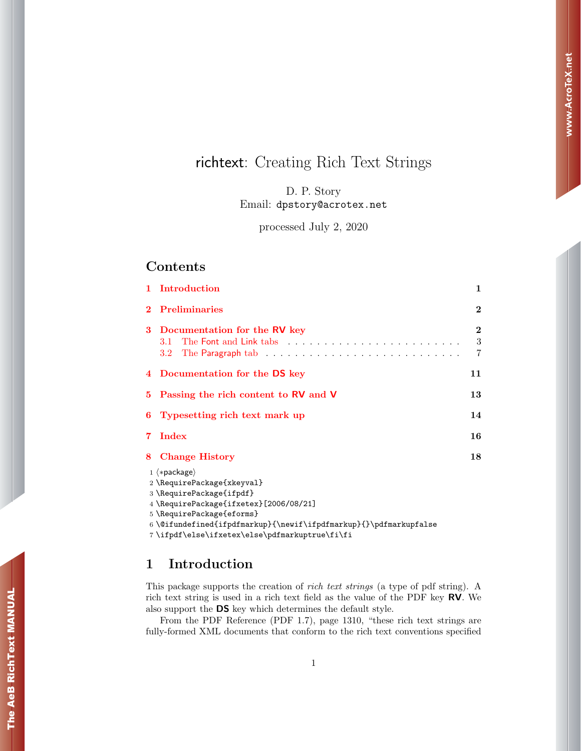# richtext: Creating Rich Text Strings

D. P. Story
Email: dpstory@acrotex.net

processed July 2, 2020

## Contents

1 Introduction — 1

2 Preliminaries — 2

3 Documentation for the RV key — 2
  3.1 The Font and Link tabs — 3
  3.2 The Paragraph tab — 7

4 Documentation for the DS key — 11

5 Passing the rich content to RV and V — 13

6 Typesetting rich text mark up — 14

7 Index — 16

8 Change History — 18

```
1 <*package>
2 \RequirePackage{xkeyval}
3 \RequirePackage{ifpdf}
4 \RequirePackage{ifxetex}[2006/08/21]
5 \RequirePackage{eforms}
6 \@ifundefined{ifpdfmarkup}{\newif\ifpdfmarkup}{}\pdfmarkupfalse
7 \ifpdf\else\ifxetex\else\pdfmarkuptrue\fi\fi
```

## 1 Introduction

This package supports the creation of *rich text strings* (a type of pdf string). A rich text string is used in a rich text field as the value of the PDF key **RV**. We also support the **DS** key which determines the default style.

From the PDF Reference (PDF 1.7), page 1310, "these rich text strings are fully-formed XML documents that conform to the rich text conventions specified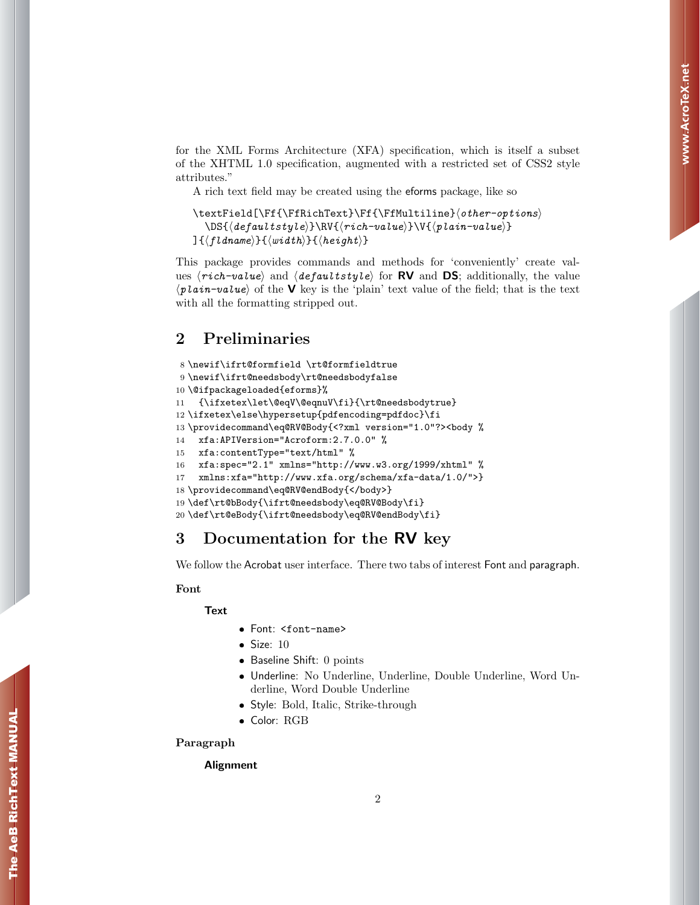for the XML Forms Architecture (XFA) specification, which is itself a subset of the XHTML 1.0 specification, augmented with a restricted set of CSS2 style attributes."

A rich text field may be created using the eforms package, like so

```
\textField[\Ff{\FfRichText}\Ff{\FfMultiline}⟨other-options⟩
  \DS{⟨defaultstyle⟩}\RV{⟨rich-value⟩}\V{⟨plain-value⟩}
]{⟨fldname⟩}{⟨width⟩}{⟨height⟩}
```

This package provides commands and methods for 'conveniently' create values ⟨*rich-value*⟩ and ⟨*defaultstyle*⟩ for **RV** and **DS**; additionally, the value ⟨*plain-value*⟩ of the **V** key is the 'plain' text value of the field; that is the text with all the formatting stripped out.

## 2 Preliminaries

```
8 \newif\ifrt@formfield \rt@formfieldtrue
9 \newif\ifrt@needsbody\rt@needsbodyfalse
10 \@ifpackageloaded{eforms}%
11   {\ifxetex\let\@eqV\@eqnuV\fi}{\rt@needsbodytrue}
12 \ifxetex\else\hypersetup{pdfencoding=pdfdoc}\fi
13 \providecommand\eq@RV@Body{<?xml version="1.0"?><body %
14   xfa:APIVersion="Acroform:2.7.0.0" %
15   xfa:contentType="text/html" %
16   xfa:spec="2.1" xmlns="http://www.w3.org/1999/xhtml" %
17   xmlns:xfa="http://www.xfa.org/schema/xfa-data/1.0/">}
18 \providecommand\eq@RV@endBody{</body>}
19 \def\rt@bBody{\ifrt@needsbody\eq@RV@Body\fi}
20 \def\rt@eBody{\ifrt@needsbody\eq@RV@endBody\fi}
```

## 3 Documentation for the RV key

We follow the Acrobat user interface. There two tabs of interest Font and paragraph.

**Font**

**Text**

- Font: <font-name>
- Size: 10
- Baseline Shift: 0 points
- Underline: No Underline, Underline, Double Underline, Word Underline, Word Double Underline
- Style: Bold, Italic, Strike-through
- Color: RGB

**Paragraph**

**Alignment**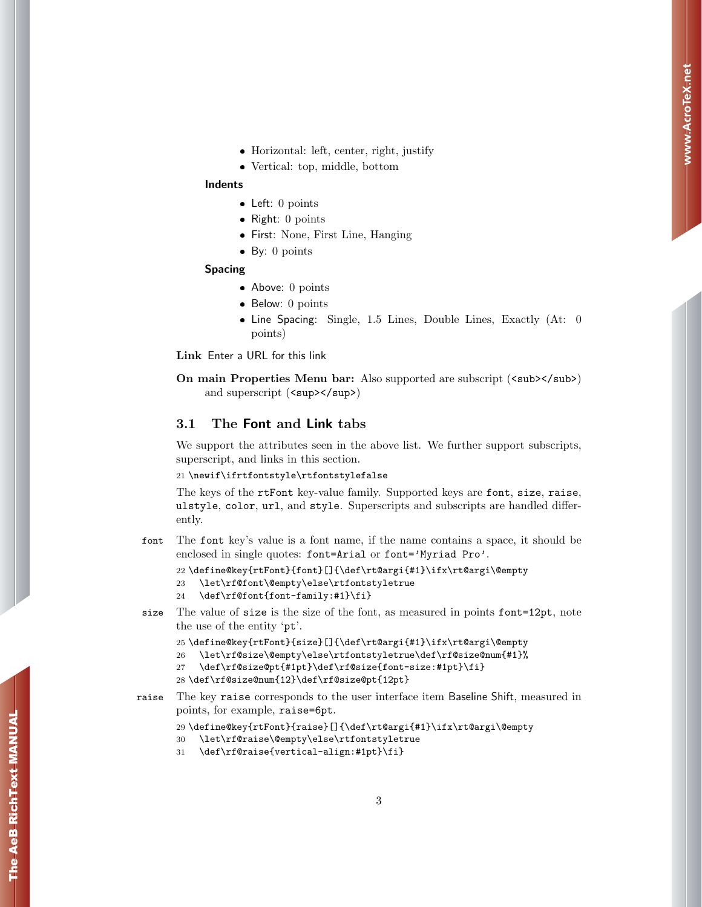- Horizontal: left, center, right, justify
- Vertical: top, middle, bottom

**Indents**

- Left: 0 points
- Right: 0 points
- First: None, First Line, Hanging
- By: 0 points

**Spacing**

- Above: 0 points
- Below: 0 points
- Line Spacing: Single, 1.5 Lines, Double Lines, Exactly (At: 0 points)

**Link** Enter a URL for this link

**On main Properties Menu bar:** Also supported are subscript (`<sub></sub>`) and superscript (`<sup></sup>`)

## 3.1 The Font and Link tabs

We support the attributes seen in the above list. We further support subscripts, superscript, and links in this section.

```
21 \newif\ifrtfontstyle\rtfontstylefalse
```

The keys of the `rtFont` key-value family. Supported keys are `font`, `size`, `raise`, `ulstyle`, `color`, `url`, and `style`. Superscripts and subscripts are handled differently.

`font` The `font` key's value is a font name, if the name contains a space, it should be enclosed in single quotes: `font=Arial` or `font='Myriad Pro'`.

```
22 \define@key{rtFont}{font}[]{\def\rt@argi{#1}\ifx\rt@argi\@empty
23   \let\rf@font\@empty\else\rtfontstyletrue
24   \def\rf@font{font-family:#1}\fi}
```

`size` The value of `size` is the size of the font, as measured in points `font=12pt`, note the use of the entity 'pt'.

```
25 \define@key{rtFont}{size}[]{\def\rt@argi{#1}\ifx\rt@argi\@empty
26   \let\rf@size\@empty\else\rtfontstyletrue\def\rf@size@num{#1}%
27   \def\rf@size@pt{#1pt}\def\rf@size{font-size:#1pt}\fi}
28 \def\rf@size@num{12}\def\rf@size@pt{12pt}
```

`raise` The key `raise` corresponds to the user interface item Baseline Shift, measured in points, for example, `raise=6pt`.

```
29 \define@key{rtFont}{raise}[]{\def\rt@argi{#1}\ifx\rt@argi\@empty
30   \let\rf@raise\@empty\else\rtfontstyletrue
31   \def\rf@raise{vertical-align:#1pt}\fi}
```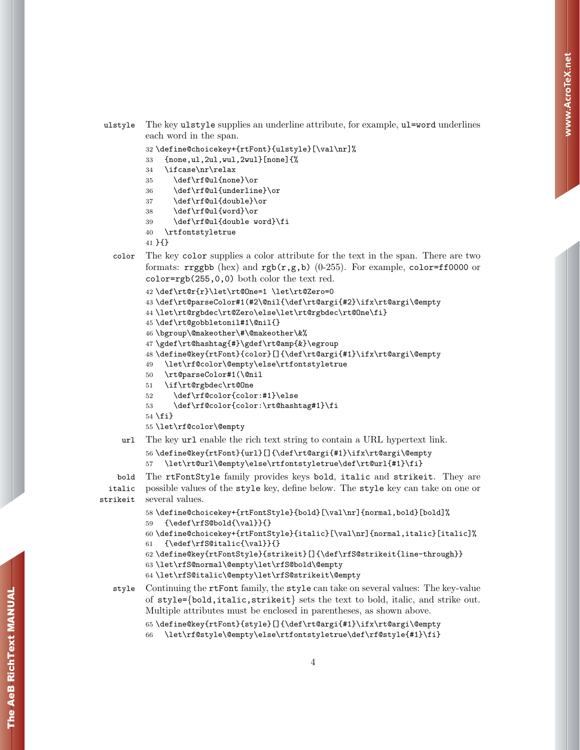**ulstyle** The key `ulstyle` supplies an underline attribute, for example, `ul=word` underlines each word in the span.

```
32 \define@choicekey+{rtFont}{ulstyle}[\val\nr]%
33   {none,ul,2ul,wul,2wul}[none]{%
34   \ifcase\nr\relax
35     \def\rf@ul{none}\or
36     \def\rf@ul{underline}\or
37     \def\rf@ul{double}\or
38     \def\rf@ul{word}\or
39     \def\rf@ul{double word}\fi
40   \rtfontstyletrue
41 }{}
```

**color** The key `color` supplies a color attribute for the text in the span. There are two formats: `rrggbb` (hex) and `rgb(r,g,b)` (0-255). For example, `color=ff0000` or `color=rgb(255,0,0)` both color the text red.

```
42 \def\rt@r{r}\let\rt@One=1 \let\rt@Zero=0
43 \def\rt@parseColor#1(#2\@nil{\def\rt@argi{#2}\ifx\rt@argi\@empty
44 \let\rt@rgbdec\rt@Zero\else\let\rt@rgbdec\rt@One\fi}
45 \def\rt@gobbletonil#1\@nil{}
46 \bgroup\@makeother\#\@makeother\&%
47 \gdef\rt@hashtag{#}\gdef\rt@amp{&}\egroup
48 \define@key{rtFont}{color}[]{\def\rt@argi{#1}\ifx\rt@argi\@empty
49   \let\rf@color\@empty\else\rtfontstyletrue
50   \rt@parseColor#1(\@nil
51   \if\rt@rgbdec\rt@One
52     \def\rf@color{color:#1}\else
53     \def\rf@color{color:\rt@hashtag#1}\fi
54 \fi}
55 \let\rf@color\@empty
```

**url** The key `url` enable the rich text string to contain a URL hypertext link.

```
56 \define@key{rtFont}{url}[]{\def\rt@argi{#1}\ifx\rt@argi\@empty
57   \let\rt@url\@empty\else\rtfontstyletrue\def\rt@url{#1}\fi}
```

**bold**
**italic**
**strikeit** The `rtFontStyle` family provides keys `bold`, `italic` and `strikeit`. They are possible values of the `style` key, define below. The `style` key can take on one or several values.

```
58 \define@choicekey+{rtFontStyle}{bold}[\val\nr]{normal,bold}[bold]%
59   {\edef\rfS@bold{\val}}{}
60 \define@choicekey+{rtFontStyle}{italic}[\val\nr]{normal,italic}[italic]%
61   {\edef\rfS@italic{\val}}{}
62 \define@key{rtFontStyle}{strikeit}[]{\def\rfS@strikeit{line-through}}
63 \let\rfS@normal\@empty\let\rfS@bold\@empty
64 \let\rfS@italic\@empty\let\rfS@strikeit\@empty
```

**style** Continuing the `rtFont` family, the `style` can take on several values: The key-value of `style={bold,italic,strikeit}` sets the text to bold, italic, and strike out. Multiple attributes must be enclosed in parentheses, as shown above.

```
65 \define@key{rtFont}{style}[]{\def\rt@argi{#1}\ifx\rt@argi\@empty
66   \let\rf@style\@empty\else\rtfontstyletrue\def\rf@style{#1}\fi}
```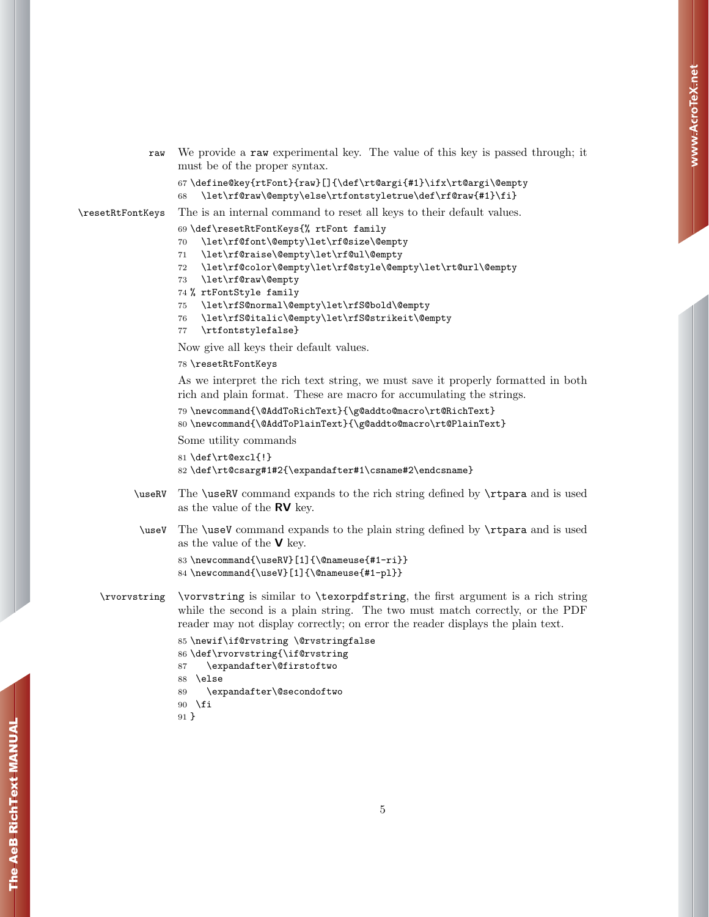**raw** We provide a `raw` experimental key. The value of this key is passed through; it must be of the proper syntax.

```
67 \define@key{rtFont}{raw}[]{\def\rt@argi{#1}\ifx\rt@argi\@empty
68   \let\rf@raw\@empty\else\rtfontstyletrue\def\rf@raw{#1}\fi}
```

**\resetRtFontKeys** The is an internal command to reset all keys to their default values.

```
69 \def\resetRtFontKeys{% rtFont family
70   \let\rf@font\@empty\let\rf@size\@empty
71   \let\rf@raise\@empty\let\rf@ul\@empty
72   \let\rf@color\@empty\let\rf@style\@empty\let\rt@url\@empty
73   \let\rf@raw\@empty
74 % rtFontStyle family
75   \let\rfS@normal\@empty\let\rfS@bold\@empty
76   \let\rfS@italic\@empty\let\rfS@strikeit\@empty
77   \rtfontstylefalse}
```

Now give all keys their default values.

```
78 \resetRtFontKeys
```

As we interpret the rich text string, we must save it properly formatted in both rich and plain format. These are macro for accumulating the strings.

```
79 \newcommand{\@AddToRichText}{\g@addto@macro\rt@RichText}
80 \newcommand{\@AddToPlainText}{\g@addto@macro\rt@PlainText}
```

Some utility commands

```
81 \def\rt@excl{!}
82 \def\rt@csarg#1#2{\expandafter#1\csname#2\endcsname}
```

**\useRV** The `\useRV` command expands to the rich string defined by `\rtpara` and is used as the value of the **RV** key.

**\useV** The `\useV` command expands to the plain string defined by `\rtpara` and is used as the value of the **V** key.

```
83 \newcommand{\useRV}[1]{\@nameuse{#1-ri}}
84 \newcommand{\useV}[1]{\@nameuse{#1-pl}}
```

**\rvorvstring** `\vorvstring` is similar to `\texorpdfstring`, the first argument is a rich string while the second is a plain string. The two must match correctly, or the PDF reader may not display correctly; on error the reader displays the plain text.

```
85 \newif\if@rvstring \@rvstringfalse
86 \def\rvorvstring{\if@rvstring
87     \expandafter\@firstoftwo
88   \else
89     \expandafter\@secondoftwo
90   \fi
91 }
```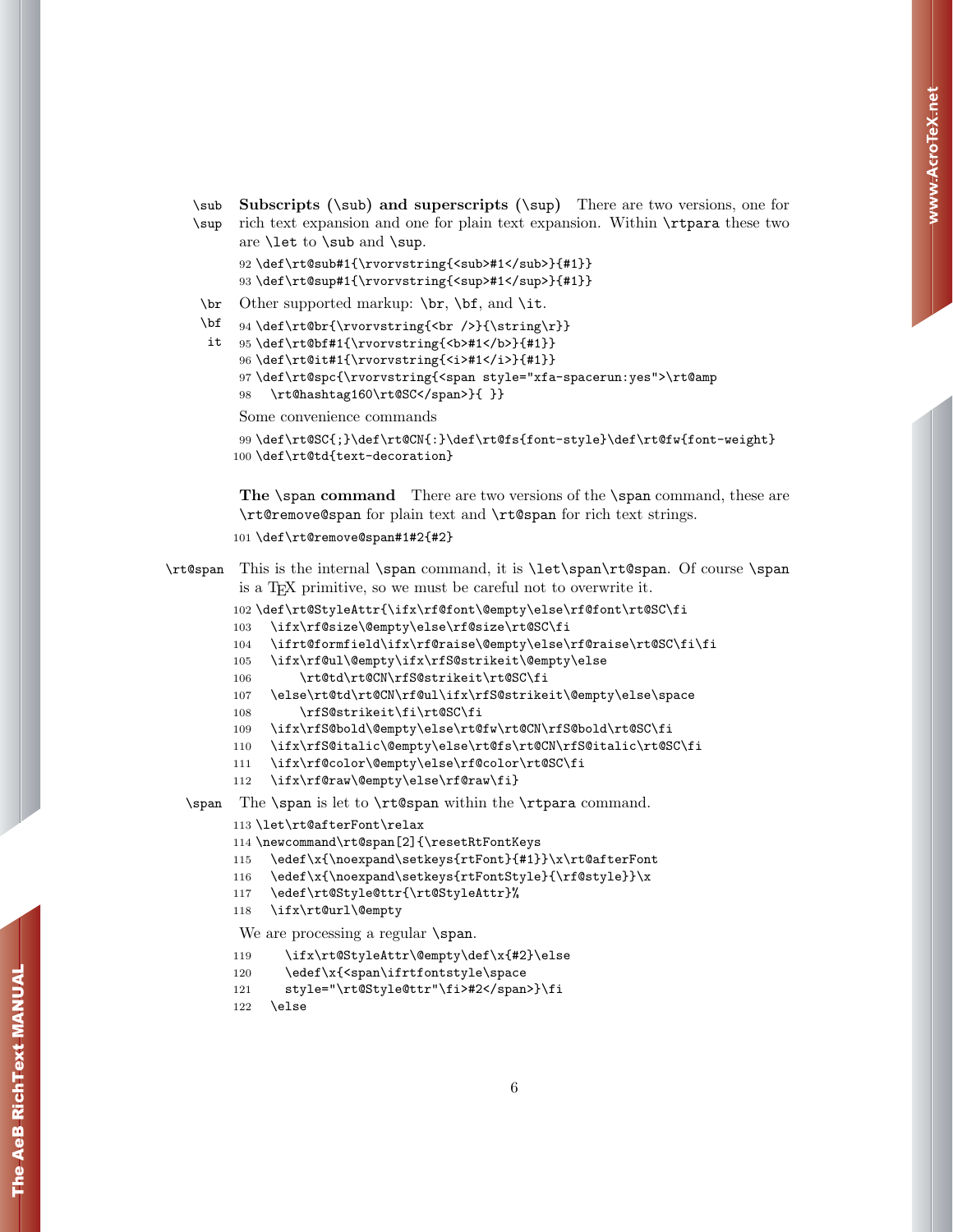\sub \sup **Subscripts (\sub) and superscripts (\sup)** There are two versions, one for rich text expansion and one for plain text expansion. Within \rtpara these two are \let to \sub and \sup.

```
92 \def\rt@sub#1{\rvorvstring{<sub>#1</sub>}{#1}}
93 \def\rt@sup#1{\rvorvstring{<sup>#1</sup>}{#1}}
```

\br \bf it Other supported markup: \br, \bf, and \it.

```
94 \def\rt@br{\rvorvstring{<br />}{\string\r}}
95 \def\rt@bf#1{\rvorvstring{<b>#1</b>}{#1}}
96 \def\rt@it#1{\rvorvstring{<i>#1</i>}{#1}}
97 \def\rt@spc{\rvorvstring{<span style="xfa-spacerun:yes">\rt@amp
98   \rt@hashtag160\rt@SC</span>}{ }}
```

Some convenience commands

```
99 \def\rt@SC{;}\def\rt@CN{:}\def\rt@fs{font-style}\def\rt@fw{font-weight}
100 \def\rt@td{text-decoration}
```

**The \span command** There are two versions of the \span command, these are \rt@remove@span for plain text and \rt@span for rich text strings.

```
101 \def\rt@remove@span#1#2{#2}
```

\rt@span This is the internal \span command, it is \let\span\rt@span. Of course \span is a TeX primitive, so we must be careful not to overwrite it.

```
102 \def\rt@StyleAttr{\ifx\rf@font\@empty\else\rf@font\rt@SC\fi
103   \ifx\rf@size\@empty\else\rf@size\rt@SC\fi
104   \ifrt@formfield\ifx\rf@raise\@empty\else\rf@raise\rt@SC\fi\fi
105   \ifx\rf@ul\@empty\ifx\rfS@strikeit\@empty\else
106       \rt@td\rt@CN\rfS@strikeit\rt@SC\fi
107   \else\rt@td\rt@CN\rf@ul\ifx\rfS@strikeit\@empty\else\space
108       \rfS@strikeit\fi\rt@SC\fi
109   \ifx\rfS@bold\@empty\else\rt@fw\rt@CN\rfS@bold\rt@SC\fi
110   \ifx\rfS@italic\@empty\else\rt@fs\rt@CN\rfS@italic\rt@SC\fi
111   \ifx\rf@color\@empty\else\rf@color\rt@SC\fi
112   \ifx\rf@raw\@empty\else\rf@raw\fi}
```

\span The \span is let to \rt@span within the \rtpara command.

```
113 \let\rt@afterFont\relax
114 \newcommand\rt@span[2]{\resetRtFontKeys
115   \edef\x{\noexpand\setkeys{rtFont}{#1}}\x\rt@afterFont
116   \edef\x{\noexpand\setkeys{rtFontStyle}{\rf@style}}\x
117   \edef\rt@Style@ttr{\rt@StyleAttr}%
118   \ifx\rt@url\@empty
```

We are processing a regular \span.

```
119     \ifx\rt@StyleAttr\@empty\def\x{#2}\else
120     \edef\x{<span\ifrtfontstyle\space
121     style="\rt@Style@ttr"\fi>#2</span>}\fi
122   \else
```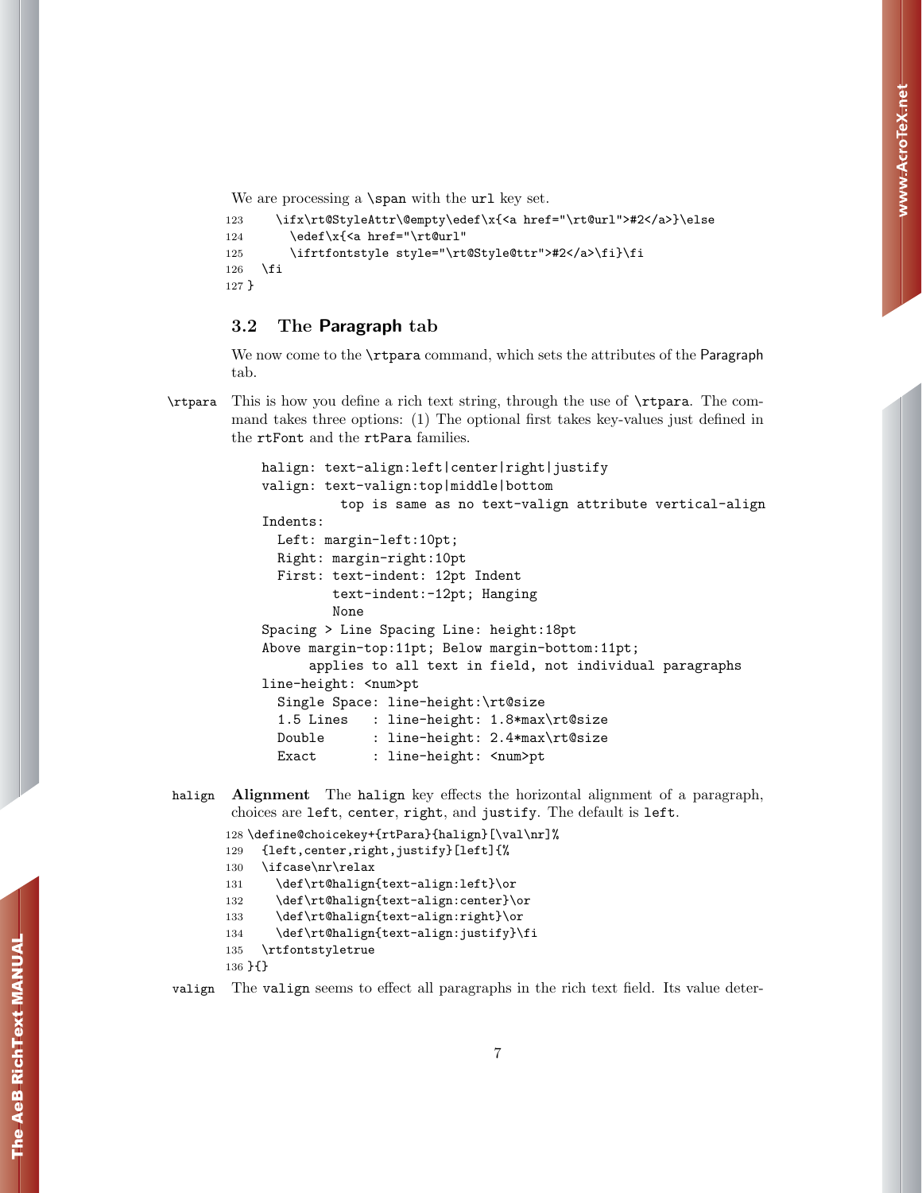We are processing a \span with the url key set.

```
123     \ifx\rt@StyleAttr\@empty\edef\x{<a href="\rt@url">#2</a>}\else
124       \edef\x{<a href="\rt@url"
125       \ifrtfontstyle style="\rt@Style@ttr">#2</a>\fi}\fi
126   \fi
127 }
```

## 3.2 The Paragraph tab

We now come to the \rtpara command, which sets the attributes of the Paragraph tab.

\rtpara This is how you define a rich text string, through the use of \rtpara. The command takes three options: (1) The optional first takes key-values just defined in the rtFont and the rtPara families.

```
halign: text-align:left|center|right|justify
valign: text-valign:top|middle|bottom
          top is same as no text-valign attribute vertical-align
Indents:
  Left: margin-left:10pt;
  Right: margin-right:10pt
  First: text-indent: 12pt Indent
         text-indent:-12pt; Hanging
         None
Spacing > Line Spacing Line: height:18pt
Above margin-top:11pt; Below margin-bottom:11pt;
      applies to all text in field, not individual paragraphs
line-height: <num>pt
  Single Space: line-height:\rt@size
  1.5 Lines   : line-height: 1.8*max\rt@size
  Double      : line-height: 2.4*max\rt@size
  Exact       : line-height: <num>pt
```

halign **Alignment** The halign key effects the horizontal alignment of a paragraph, choices are left, center, right, and justify. The default is left.

```
128 \define@choicekey+{rtPara}{halign}[\val\nr]%
129   {left,center,right,justify}[left]{%
130   \ifcase\nr\relax
131     \def\rt@halign{text-align:left}\or
132     \def\rt@halign{text-align:center}\or
133     \def\rt@halign{text-align:right}\or
134     \def\rt@halign{text-align:justify}\fi
135   \rtfontstyletrue
136 }{}
```

valign The valign seems to effect all paragraphs in the rich text field. Its value deter-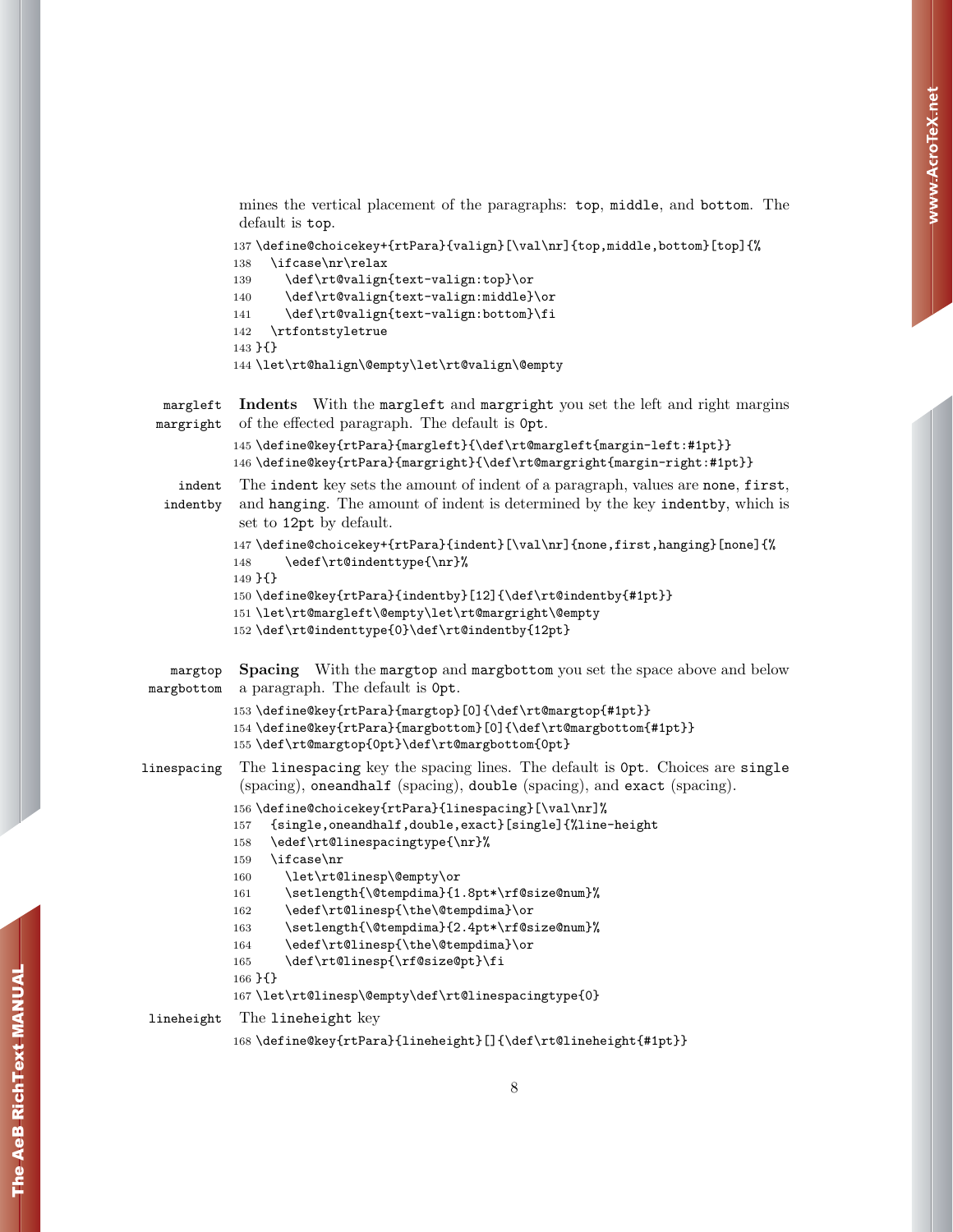mines the vertical placement of the paragraphs: `top`, `middle`, and `bottom`. The default is `top`.

```
137 \define@choicekey+{rtPara}{valign}[\val\nr]{top,middle,bottom}[top]{%
138   \ifcase\nr\relax
139     \def\rt@valign{text-valign:top}\or
140     \def\rt@valign{text-valign:middle}\or
141     \def\rt@valign{text-valign:bottom}\fi
142   \rtfontstyletrue
143 }{}
144 \let\rt@halign\@empty\let\rt@valign\@empty
```

margleft
margright

**Indents** With the `margleft` and `margright` you set the left and right margins of the effected paragraph. The default is `0pt`.

```
145 \define@key{rtPara}{margleft}{\def\rt@margleft{margin-left:#1pt}}
146 \define@key{rtPara}{margright}{\def\rt@margright{margin-right:#1pt}}
```

indent
indentby

The `indent` key sets the amount of indent of a paragraph, values are `none`, `first`, and `hanging`. The amount of indent is determined by the key `indentby`, which is set to `12pt` by default.

```
147 \define@choicekey+{rtPara}{indent}[\val\nr]{none,first,hanging}[none]{%
148     \edef\rt@indenttype{\nr}%
149 }{}
150 \define@key{rtPara}{indentby}[12]{\def\rt@indentby{#1pt}}
151 \let\rt@margleft\@empty\let\rt@margright\@empty
152 \def\rt@indenttype{0}\def\rt@indentby{12pt}
```

margtop
margbottom

**Spacing** With the `margtop` and `margbottom` you set the space above and below a paragraph. The default is `0pt`.

```
153 \define@key{rtPara}{margtop}[0]{\def\rt@margtop{#1pt}}
154 \define@key{rtPara}{margbottom}[0]{\def\rt@margbottom{#1pt}}
155 \def\rt@margtop{0pt}\def\rt@margbottom{0pt}
```

linespacing

The `linespacing` key the spacing lines. The default is `0pt`. Choices are `single` (spacing), `oneandhalf` (spacing), `double` (spacing), and `exact` (spacing).

```
156 \define@choicekey{rtPara}{linespacing}[\val\nr]%
157   {single,oneandhalf,double,exact}[single]{%line-height
158   \edef\rt@linespacingtype{\nr}%
159   \ifcase\nr
160     \let\rt@linesp\@empty\or
161     \setlength{\@tempdima}{1.8pt*\rf@size@num}%
162     \edef\rt@linesp{\the\@tempdima}\or
163     \setlength{\@tempdima}{2.4pt*\rf@size@num}%
164     \edef\rt@linesp{\the\@tempdima}\or
165     \def\rt@linesp{\rf@size@pt}\fi
166 }{}
167 \let\rt@linesp\@empty\def\rt@linespacingtype{0}
```

lineheight

The `lineheight` key

```
168 \define@key{rtPara}{lineheight}[]{\def\rt@lineheight{#1pt}}
```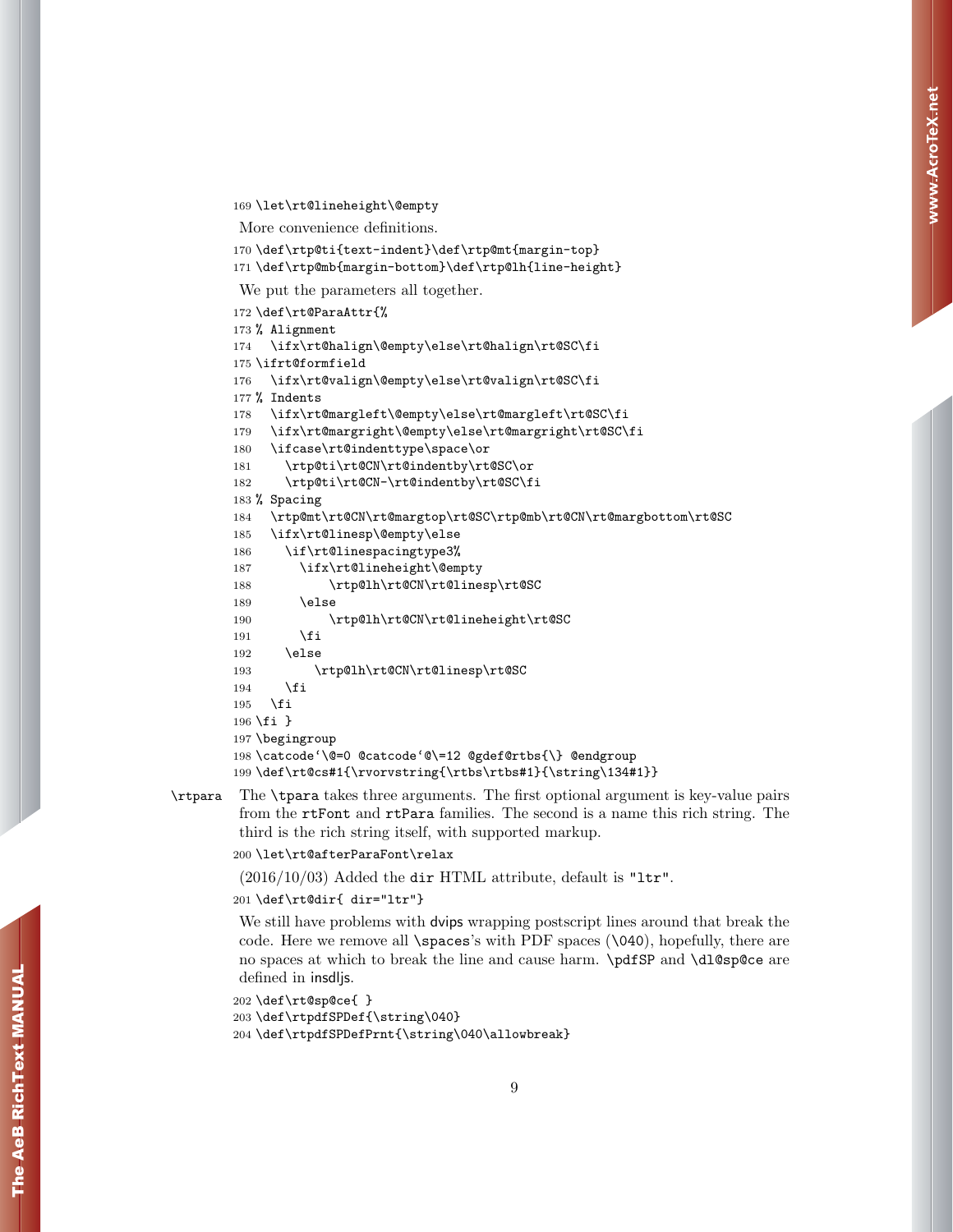```
169 \let\rt@lineheight\@empty
```

More convenience definitions.

```
170 \def\rtp@ti{text-indent}\def\rtp@mt{margin-top}
171 \def\rtp@mb{margin-bottom}\def\rtp@lh{line-height}
```

We put the parameters all together.

```
172 \def\rt@ParaAttr{%
173 % Alignment
174   \ifx\rt@halign\@empty\else\rt@halign\rt@SC\fi
175 \ifrt@formfield
176   \ifx\rt@valign\@empty\else\rt@valign\rt@SC\fi
177 % Indents
178   \ifx\rt@margleft\@empty\else\rt@margleft\rt@SC\fi
179   \ifx\rt@margright\@empty\else\rt@margright\rt@SC\fi
180   \ifcase\rt@indenttype\space\or
181     \rtp@ti\rt@CN\rt@indentby\rt@SC\or
182     \rtp@ti\rt@CN-\rt@indentby\rt@SC\fi
183 % Spacing
184   \rtp@mt\rt@CN\rt@margtop\rt@SC\rtp@mb\rt@CN\rt@margbottom\rt@SC
185   \ifx\rt@linesp\@empty\else
186     \if\rt@linespacingtype3%
187       \ifx\rt@lineheight\@empty
188           \rtp@lh\rt@CN\rt@linesp\rt@SC
189       \else
190           \rtp@lh\rt@CN\rt@lineheight\rt@SC
191       \fi
192     \else
193         \rtp@lh\rt@CN\rt@linesp\rt@SC
194     \fi
195   \fi
196 \fi }
197 \begingroup
198 \catcode`\@=0 @catcode`@\=12 @gdef@rtbs{\} @endgroup
199 \def\rt@cs#1{\rvorvstring{\rtbs\rtbs#1}{\string\134#1}}
```

`\rtpara` The `\tpara` takes three arguments. The first optional argument is key-value pairs from the `rtFont` and `rtPara` families. The second is a name this rich string. The third is the rich string itself, with supported markup.

```
200 \let\rt@afterParaFont\relax
```

(2016/10/03) Added the `dir` HTML attribute, default is `"ltr"`.

```
201 \def\rt@dir{ dir="ltr"}
```

We still have problems with dvips wrapping postscript lines around that break the code. Here we remove all `\spaces`'s with PDF spaces (`\040`), hopefully, there are no spaces at which to break the line and cause harm. `\pdfSP` and `\dl@sp@ce` are defined in insdljs.

```
202 \def\rt@sp@ce{ }
203 \def\rtpdfSPDef{\string\040}
204 \def\rtpdfSPDefPrnt{\string\040\allowbreak}
```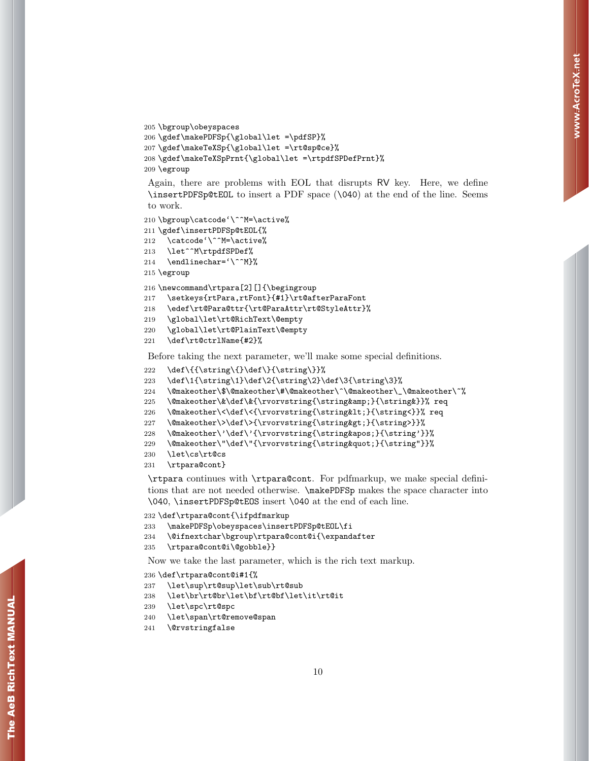```
205 \bgroup\obeyspaces
206 \gdef\makePDFSp{\global\let =\pdfSP}%
207 \gdef\makeTeXSp{\global\let =\rt@sp@ce}%
208 \gdef\makeTeXSpPrnt{\global\let =\rtpdfSPDefPrnt}%
209 \egroup
```

Again, there are problems with EOL that disrupts RV key. Here, we define `\insertPDFSp@tEOL` to insert a PDF space (`\040`) at the end of the line. Seems to work.

```
210 \bgroup\catcode`\^^M=\active%
211 \gdef\insertPDFSp@tEOL{%
212   \catcode`\^^M=\active%
213   \let^^M\rtpdfSPDef%
214   \endlinechar=`\^^M}%
215 \egroup
216 \newcommand\rtpara[2][]{\begingroup
217   \setkeys{rtPara,rtFont}{#1}\rt@afterParaFont
218   \edef\rt@Para@ttr{\rt@ParaAttr\rt@StyleAttr}%
219   \global\let\rt@RichText\@empty
220   \global\let\rt@PlainText\@empty
221   \def\rt@ctrlName{#2}%
```

Before taking the next parameter, we'll make some special definitions.

```
222   \def\{{\string\{}\def\}{\string\}}%
223   \def\1{\string\1}\def\2{\string\2}\def\3{\string\3}%
224   \@makeother\$\@makeother\#\@makeother\^\@makeother\_\@makeother\~%
225   \@makeother\&\def\&{\rvorvstring{\string&amp;}{\string&}}% req
226   \@makeother\<\def\<{\rvorvstring{\string&lt;}{\string<}}% req
227   \@makeother\>\def\>{\rvorvstring{\string&gt;}{\string>}}%
228   \@makeother\'\def\'{\rvorvstring{\string&apos;}{\string'}}%
229   \@makeother\"\def\"{\rvorvstring{\string&quot;}{\string"}}%
230   \let\cs\rt@cs
231   \rtpara@cont}
```

`\rtpara` continues with `\rtpara@cont`. For pdfmarkup, we make special definitions that are not needed otherwise. `\makePDFSp` makes the space character into `\040`, `\insertPDFSp@tEOS` insert `\040` at the end of each line.

```
232 \def\rtpara@cont{\ifpdfmarkup
233   \makePDFSp\obeyspaces\insertPDFSp@tEOL\fi
234   \@ifnextchar\bgroup\rtpara@cont@i{\expandafter
235   \rtpara@cont@i\@gobble}}
```

Now we take the last parameter, which is the rich text markup.

```
236 \def\rtpara@cont@i#1{%
237   \let\sup\rt@sup\let\sub\rt@sub
238   \let\br\rt@br\let\bf\rt@bf\let\it\rt@it
239   \let\spc\rt@spc
240   \let\span\rt@remove@span
241   \@rvstringfalse
```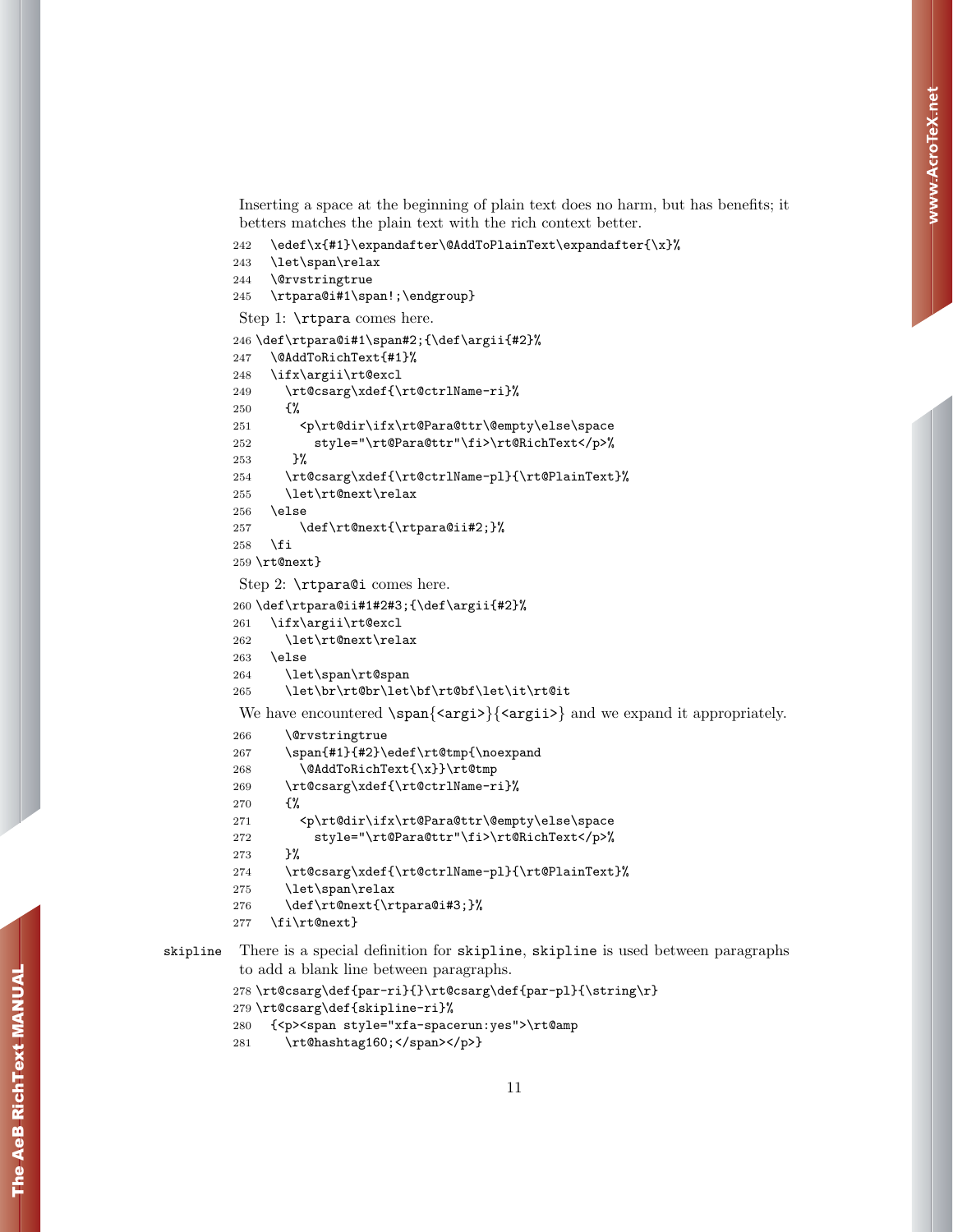Inserting a space at the beginning of plain text does no harm, but has benefits; it betters matches the plain text with the rich context better.

```
242   \edef\x{#1}\expandafter\@AddToPlainText\expandafter{\x}%
243   \let\span\relax
244   \@rvstringtrue
245   \rtpara@i#1\span!;\endgroup}
```

Step 1: `\rtpara` comes here.

```
246 \def\rtpara@i#1\span#2;{\def\argii{#2}%
247   \@AddToRichText{#1}%
248   \ifx\argii\rt@excl
249     \rt@csarg\xdef{\rt@ctrlName-ri}%
250     {%
251       <p\rt@dir\ifx\rt@Para@ttr\@empty\else\space
252         style="\rt@Para@ttr"\fi>\rt@RichText</p>%
253      }%
254     \rt@csarg\xdef{\rt@ctrlName-pl}{\rt@PlainText}%
255     \let\rt@next\relax
256   \else
257       \def\rt@next{\rtpara@ii#2;}%
258   \fi
259 \rt@next}
```

Step 2: `\rtpara@i` comes here.

```
260 \def\rtpara@ii#1#2#3;{\def\argii{#2}%
261   \ifx\argii\rt@excl
262     \let\rt@next\relax
263   \else
264     \let\span\rt@span
265     \let\br\rt@br\let\bf\rt@bf\let\it\rt@it
```

We have encountered `\span{<argi>}{<argii>}` and we expand it appropriately.

```
266     \@rvstringtrue
267     \span{#1}{#2}\edef\rt@tmp{\noexpand
268       \@AddToRichText{\x}}\rt@tmp
269     \rt@csarg\xdef{\rt@ctrlName-ri}%
270     {%
271       <p\rt@dir\ifx\rt@Para@ttr\@empty\else\space
272         style="\rt@Para@ttr"\fi>\rt@RichText</p>%
273     }%
274     \rt@csarg\xdef{\rt@ctrlName-pl}{\rt@PlainText}%
275     \let\span\relax
276     \def\rt@next{\rtpara@i#3;}%
277   \fi\rt@next}
```

`skipline` There is a special definition for `skipline`, `skipline` is used between paragraphs to add a blank line between paragraphs.

```
278 \rt@csarg\def{par-ri}{}\rt@csarg\def{par-pl}{\string\r}
279 \rt@csarg\def{skipline-ri}%
280   {<p><span style="xfa-spacerun:yes">\rt@amp
281     \rt@hashtag160;</span></p>}
```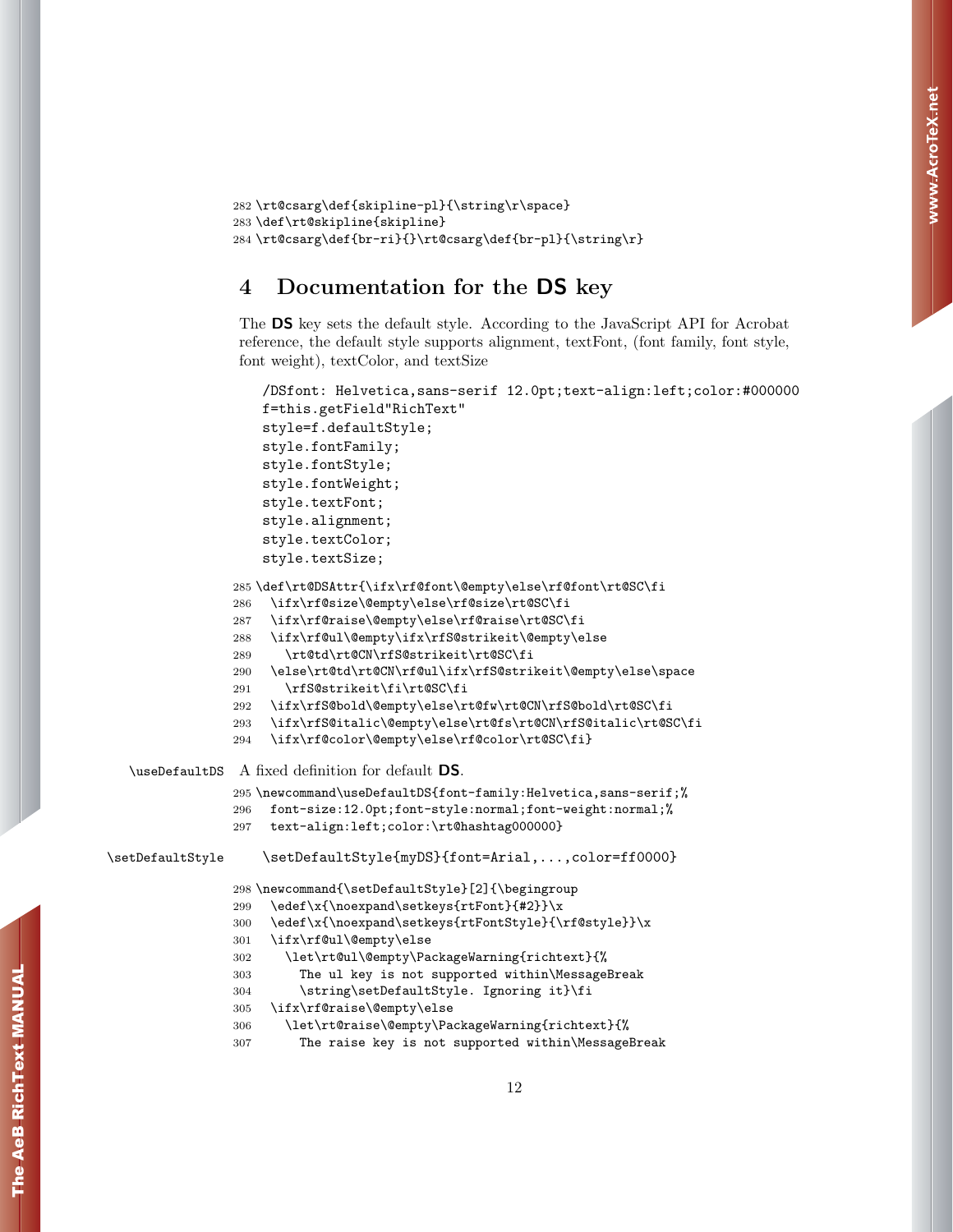```
282 \rt@csarg\def{skipline-pl}{\string\r\space}
283 \def\rt@skipline{skipline}
284 \rt@csarg\def{br-ri}{}\rt@csarg\def{br-pl}{\string\r}
```

# 4 Documentation for the DS key

The **DS** key sets the default style. According to the JavaScript API for Acrobat reference, the default style supports alignment, textFont, (font family, font style, font weight), textColor, and textSize

```
/DSfont: Helvetica,sans-serif 12.0pt;text-align:left;color:#000000
f=this.getField"RichText"
style=f.defaultStyle;
style.fontFamily;
style.fontStyle;
style.fontWeight;
style.textFont;
style.alignment;
style.textColor;
style.textSize;
```

```
285 \def\rt@DSAttr{\ifx\rf@font\@empty\else\rf@font\rt@SC\fi
286   \ifx\rf@size\@empty\else\rf@size\rt@SC\fi
287   \ifx\rf@raise\@empty\else\rf@raise\rt@SC\fi
288   \ifx\rf@ul\@empty\ifx\rfS@strikeit\@empty\else
289     \rt@td\rt@CN\rfS@strikeit\rt@SC\fi
290   \else\rt@td\rt@CN\rf@ul\ifx\rfS@strikeit\@empty\else\space
291     \rfS@strikeit\fi\rt@SC\fi
292   \ifx\rfS@bold\@empty\else\rt@fw\rt@CN\rfS@bold\rt@SC\fi
293   \ifx\rfS@italic\@empty\else\rt@fs\rt@CN\rfS@italic\rt@SC\fi
294   \ifx\rf@color\@empty\else\rf@color\rt@SC\fi}
```

`\useDefaultDS` A fixed definition for default **DS**.

```
295 \newcommand\useDefaultDS{font-family:Helvetica,sans-serif;%
296   font-size:12.0pt;font-style:normal;font-weight:normal;%
297   text-align:left;color:\rt@hashtag000000}
```

`\setDefaultStyle`

```
\setDefaultStyle{myDS}{font=Arial,...,color=ff0000}
```

```
298 \newcommand{\setDefaultStyle}[2]{\begingroup
299   \edef\x{\noexpand\setkeys{rtFont}{#2}}\x
300   \edef\x{\noexpand\setkeys{rtFontStyle}{\rf@style}}\x
301   \ifx\rf@ul\@empty\else
302     \let\rt@ul\@empty\PackageWarning{richtext}{%
303       The ul key is not supported within\MessageBreak
304       \string\setDefaultStyle. Ignoring it}\fi
305   \ifx\rf@raise\@empty\else
306     \let\rt@raise\@empty\PackageWarning{richtext}{%
307       The raise key is not supported within\MessageBreak
```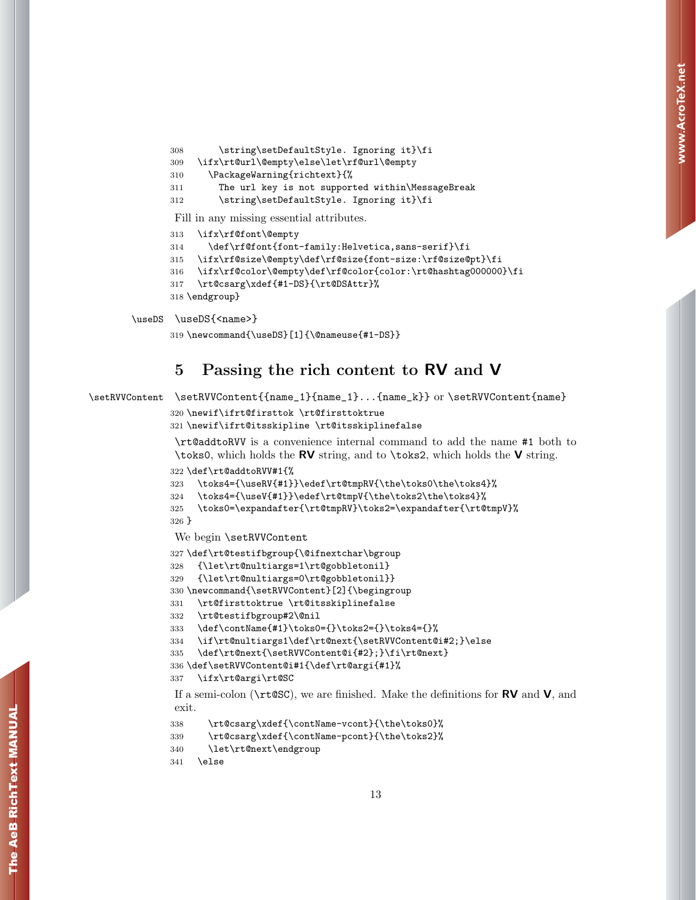```
308       \string\setDefaultStyle. Ignoring it}\fi
309   \ifx\rt@url\@empty\else\let\rf@url\@empty
310     \PackageWarning{richtext}{%
311       The url key is not supported within\MessageBreak
312       \string\setDefaultStyle. Ignoring it}\fi
```

Fill in any missing essential attributes.

```
313   \ifx\rf@font\@empty
314     \def\rf@font{font-family:Helvetica,sans-serif}\fi
315   \ifx\rf@size\@empty\def\rf@size{font-size:\rf@size@pt}\fi
316   \ifx\rf@color\@empty\def\rf@color{color:\rt@hashtag000000}\fi
317   \rt@csarg\xdef{#1-DS}{\rt@DSAttr}%
318 \endgroup}
```

\useDS `\useDS{<name>}`

```
319 \newcommand{\useDS}[1]{\@nameuse{#1-DS}}
```

# 5 Passing the rich content to **RV** and **V**

\setRVVContent `\setRVVContent{{name_1}{name_1}...{name_k}}` or `\setRVVContent{name}`

```
320 \newif\ifrt@firsttok \rt@firsttoktrue
321 \newif\ifrt@itsskipline \rt@itsskiplinefalse
```

`\rt@addtoRVV` is a convenience internal command to add the name `#1` both to `\toks0`, which holds the **RV** string, and to `\toks2`, which holds the **V** string.

```
322 \def\rt@addtoRVV#1{%
323   \toks4={\useRV{#1}}\edef\rt@tmpRV{\the\toks0\the\toks4}%
324   \toks4={\useV{#1}}\edef\rt@tmpV{\the\toks2\the\toks4}%
325   \toks0=\expandafter{\rt@tmpRV}\toks2=\expandafter{\rt@tmpV}%
326 }
```

We begin `\setRVVContent`

```
327 \def\rt@testifbgroup{\@ifnextchar\bgroup
328   {\let\rt@nultiargs=1\rt@gobbletonil}
329   {\let\rt@nultiargs=0\rt@gobbletonil}}
330 \newcommand{\setRVVContent}[2]{\begingroup
331   \rt@firsttoktrue \rt@itsskiplinefalse
332   \rt@testifbgroup#2\@nil
333   \def\contName{#1}\toks0={}\toks2={}\toks4={}%
334   \if\rt@nultiargs1\def\rt@next{\setRVVContent@i#2;}\else
335   \def\rt@next{\setRVVContent@i{#2};}\fi\rt@next}
336 \def\setRVVContent@i#1{\def\rt@argi{#1}%
337   \ifx\rt@argi\rt@SC
```

If a semi-colon (`\rt@SC`), we are finished. Make the definitions for **RV** and **V**, and exit.

```
338     \rt@csarg\xdef{\contName-vcont}{\the\toks0}%
339     \rt@csarg\xdef{\contName-pcont}{\the\toks2}%
340     \let\rt@next\endgroup
341   \else
```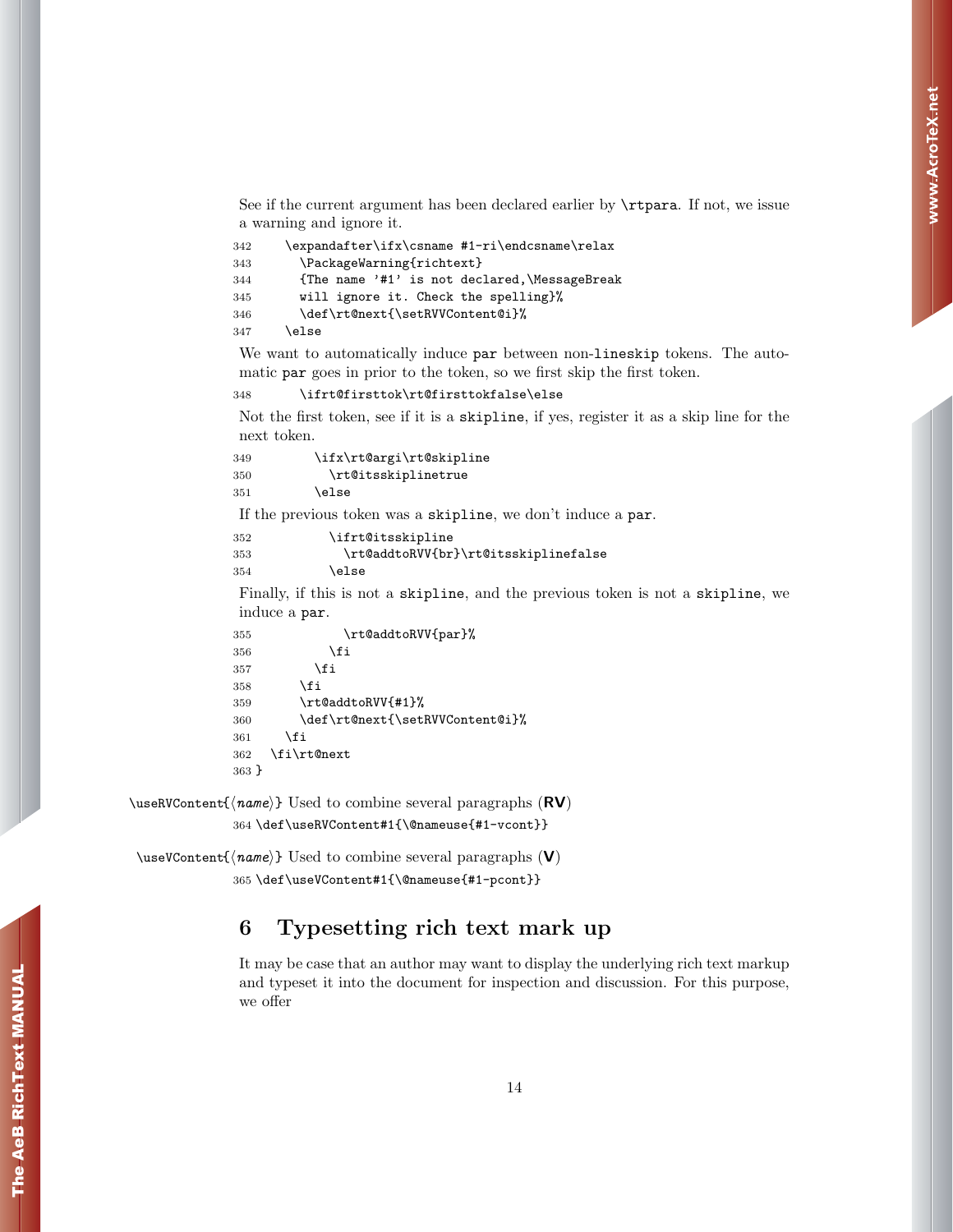See if the current argument has been declared earlier by `\rtpara`. If not, we issue a warning and ignore it.

```
342     \expandafter\ifx\csname #1-ri\endcsname\relax
343       \PackageWarning{richtext}
344       {The name '#1' is not declared,\MessageBreak
345       will ignore it. Check the spelling}%
346       \def\rt@next{\setRVVContent@i}%
347     \else
```

We want to automatically induce `par` between non-`lineskip` tokens. The automatic `par` goes in prior to the token, so we first skip the first token.

```
348       \ifrt@firsttok\rt@firsttokfalse\else
```

Not the first token, see if it is a `skipline`, if yes, register it as a skip line for the next token.

```
349         \ifx\rt@argi\rt@skipline
350           \rt@itsskiplinetrue
351         \else
```

If the previous token was a `skipline`, we don't induce a `par`.

```
352           \ifrt@itsskipline
353             \rt@addtoRVV{br}\rt@itsskiplinefalse
354           \else
```

Finally, if this is not a `skipline`, and the previous token is not a `skipline`, we induce a `par`.

```
355             \rt@addtoRVV{par}%
356           \fi
357         \fi
358       \fi
359       \rt@addtoRVV{#1}%
360       \def\rt@next{\setRVVContent@i}%
361     \fi
362   \fi\rt@next
363 }
```

`\useRVContent{⟨name⟩}` Used to combine several paragraphs (**RV**)

```
364 \def\useRVContent#1{\@nameuse{#1-vcont}}
```

`\useVContent{⟨name⟩}` Used to combine several paragraphs (**V**)

```
365 \def\useVContent#1{\@nameuse{#1-pcont}}
```

# 6 Typesetting rich text mark up

It may be case that an author may want to display the underlying rich text markup and typeset it into the document for inspection and discussion. For this purpose, we offer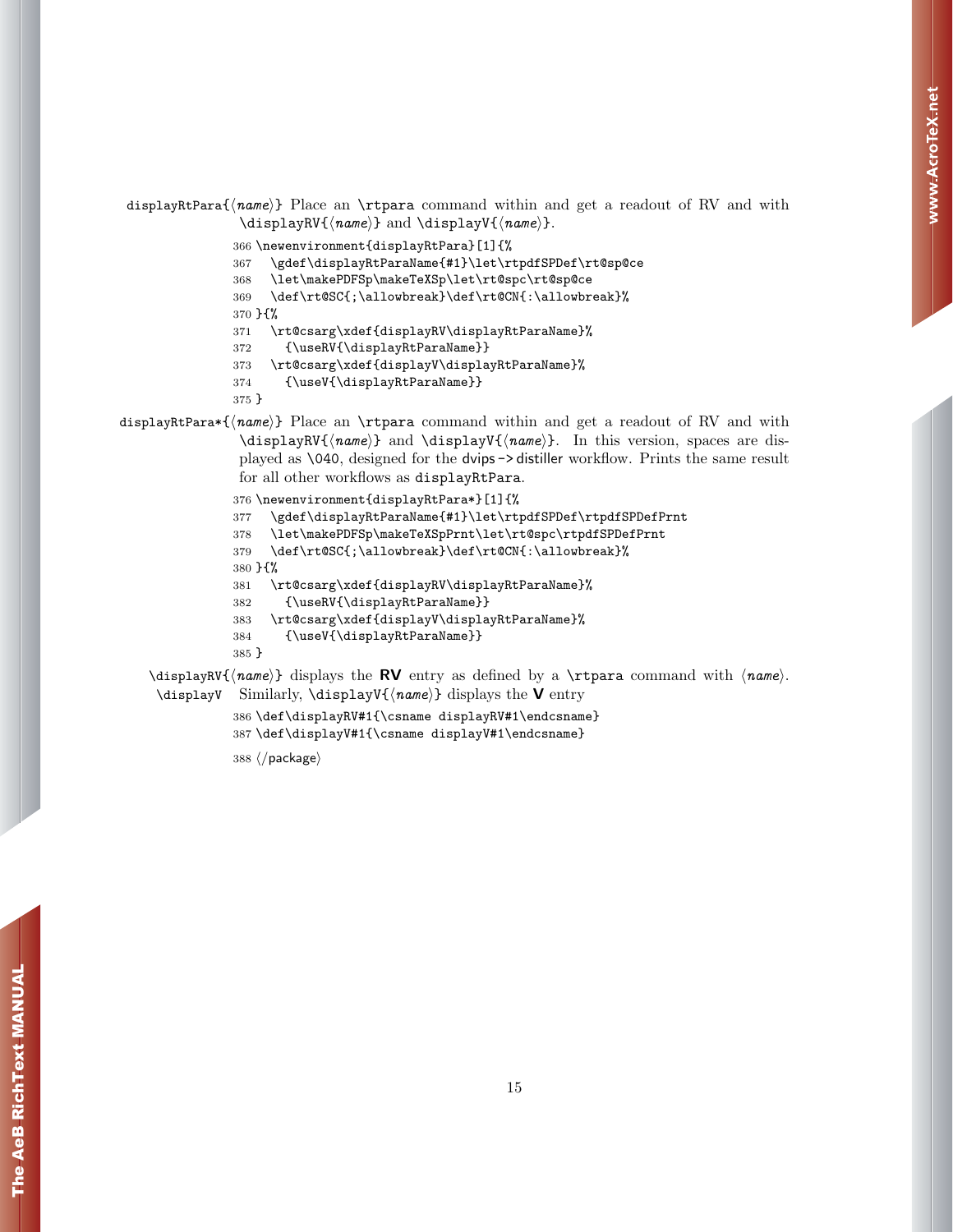displayRtPara{⟨name⟩} Place an \rtpara command within and get a readout of RV and with \displayRV{⟨name⟩} and \displayV{⟨name⟩}.

```
366 \newenvironment{displayRtPara}[1]{%
367   \gdef\displayRtParaName{#1}\let\rtpdfSPDef\rt@sp@ce
368   \let\makePDFSp\makeTeXSp\let\rt@spc\rt@sp@ce
369   \def\rt@SC{;\allowbreak}\def\rt@CN{:\allowbreak}%
370 }{%
371   \rt@csarg\xdef{displayRV\displayRtParaName}%
372     {\useRV{\displayRtParaName}}
373   \rt@csarg\xdef{displayV\displayRtParaName}%
374     {\useV{\displayRtParaName}}
375 }
```

displayRtPara*{⟨name⟩} Place an \rtpara command within and get a readout of RV and with \displayRV{⟨name⟩} and \displayV{⟨name⟩}. In this version, spaces are displayed as \040, designed for the dvips -> distiller workflow. Prints the same result for all other workflows as displayRtPara.

```
376 \newenvironment{displayRtPara*}[1]{%
377   \gdef\displayRtParaName{#1}\let\rtpdfSPDef\rtpdfSPDefPrnt
378   \let\makePDFSp\makeTeXSpPrnt\let\rt@spc\rtpdfSPDefPrnt
379   \def\rt@SC{;\allowbreak}\def\rt@CN{:\allowbreak}%
380 }{%
381   \rt@csarg\xdef{displayRV\displayRtParaName}%
382     {\useRV{\displayRtParaName}}
383   \rt@csarg\xdef{displayV\displayRtParaName}%
384     {\useV{\displayRtParaName}}
385 }
```

\displayRV{⟨name⟩} displays the **RV** entry as defined by a \rtpara command with ⟨name⟩.

\displayV Similarly, \displayV{⟨name⟩} displays the **V** entry

```
386 \def\displayRV#1{\csname displayRV#1\endcsname}
387 \def\displayV#1{\csname displayV#1\endcsname}
388 ⟨/package⟩
```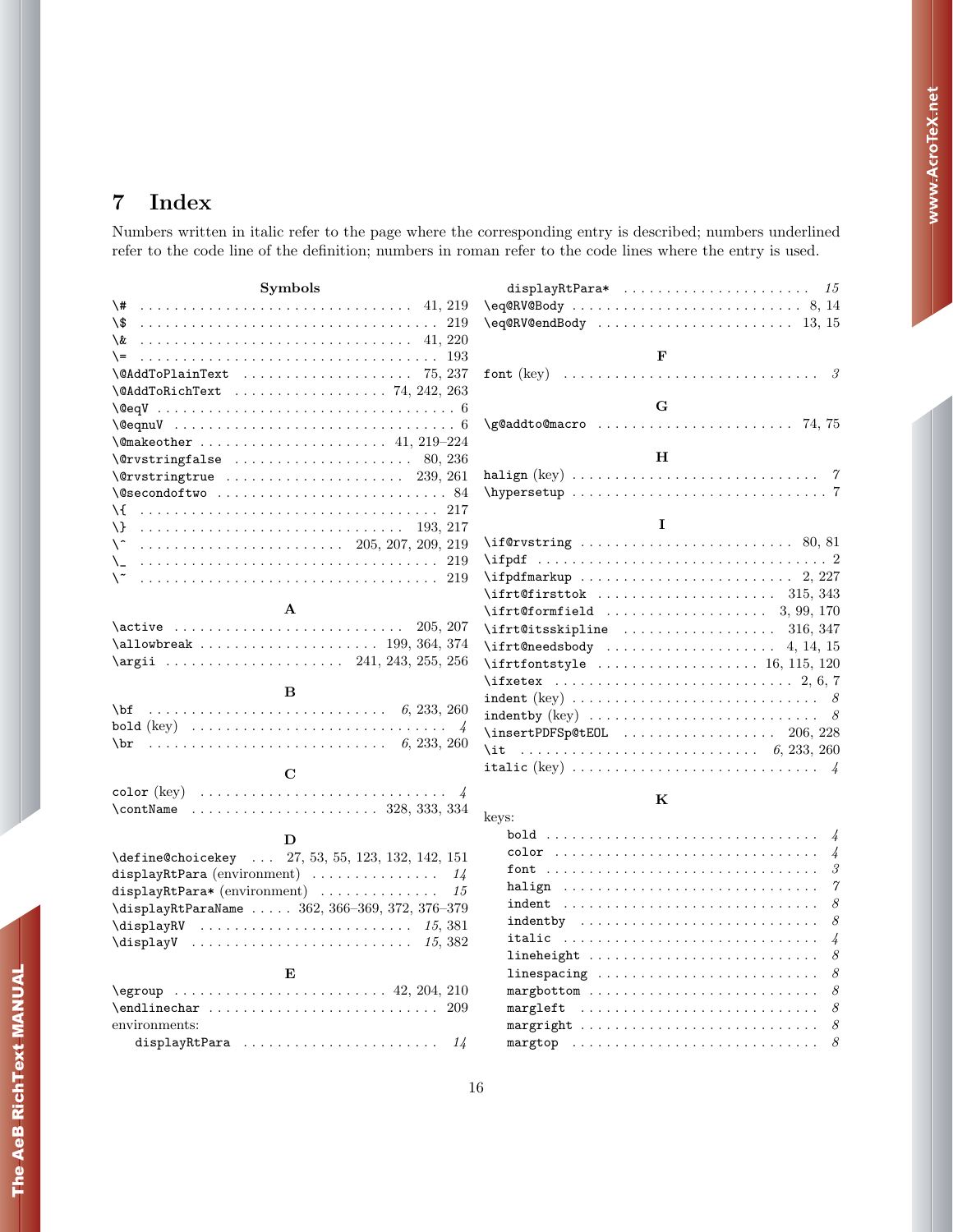## 7 Index

Numbers written in italic refer to the page where the corresponding entry is described; numbers underlined refer to the code line of the definition; numbers in roman refer to the code lines where the entry is used.

**Symbols**

\# . . . . . 41, 219
\$ . . . . . 219
\& . . . . . 41, 220
\= . . . . . 193
\@AddToPlainText . . . . . 75, 237
\@AddToRichText . . . . . 74, 242, 263
\@eqV . . . . . 6
\@eqnuV . . . . . 6
\@makeother . . . . . 41, 219–224
\@rvstringfalse . . . . . 80, 236
\@rvstringtrue . . . . . 239, 261
\@secondoftwo . . . . . 84
\{ . . . . . 217
\} . . . . . 193, 217
\^ . . . . . 205, 207, 209, 219
\_ . . . . . 219
\~ . . . . . 219

**A**

\active . . . . . 205, 207
\allowbreak . . . . . 199, 364, 374
\argii . . . . . 241, 243, 255, 256

**B**

\bf . . . . . *6*, 233, 260
bold (key) . . . . . *4*
\br . . . . . *6*, 233, 260

**C**

color (key) . . . . . *4*
\contName . . . . . 328, 333, 334

**D**

\define@choicekey . . . 27, 53, 55, 123, 132, 142, 151
displayRtPara (environment) . . . . . *14*
displayRtPara* (environment) . . . . . *15*
\displayRtParaName . . . . . 362, 366–369, 372, 376–379
\displayRV . . . . . *15*, 381
\displayV . . . . . *15*, 382

**E**

\egroup . . . . . 42, 204, 210
\endlinechar . . . . . 209
environments:
  displayRtPara . . . . . *14*
  displayRtPara* . . . . . *15*
\eq@RV@Body . . . . . 8, 14
\eq@RV@endBody . . . . . 13, 15

**F**

font (key) . . . . . *3*

**G**

\g@addto@macro . . . . . 74, 75

**H**

halign (key) . . . . . *7*
\hypersetup . . . . . 7

**I**

\if@rvstring . . . . . 80, 81
\ifpdf . . . . . 2
\ifpdfmarkup . . . . . 2, 227
\ifrt@firsttok . . . . . 315, 343
\ifrt@formfield . . . . . 3, 99, 170
\ifrt@itsskipline . . . . . 316, 347
\ifrt@needsbody . . . . . 4, 14, 15
\ifrtfontstyle . . . . . 16, 115, 120
\ifxetex . . . . . 2, 6, 7
indent (key) . . . . . *8*
indentby (key) . . . . . *8*
\insertPDFSp@tEOL . . . . . 206, 228
\it . . . . . *6*, 233, 260
italic (key) . . . . . *4*

**K**

keys:
  bold . . . . . *4*
  color . . . . . *4*
  font . . . . . *3*
  halign . . . . . *7*
  indent . . . . . *8*
  indentby . . . . . *8*
  italic . . . . . *4*
  lineheight . . . . . *8*
  linespacing . . . . . *8*
  margbottom . . . . . *8*
  margleft . . . . . *8*
  margright . . . . . *8*
  margtop . . . . . *8*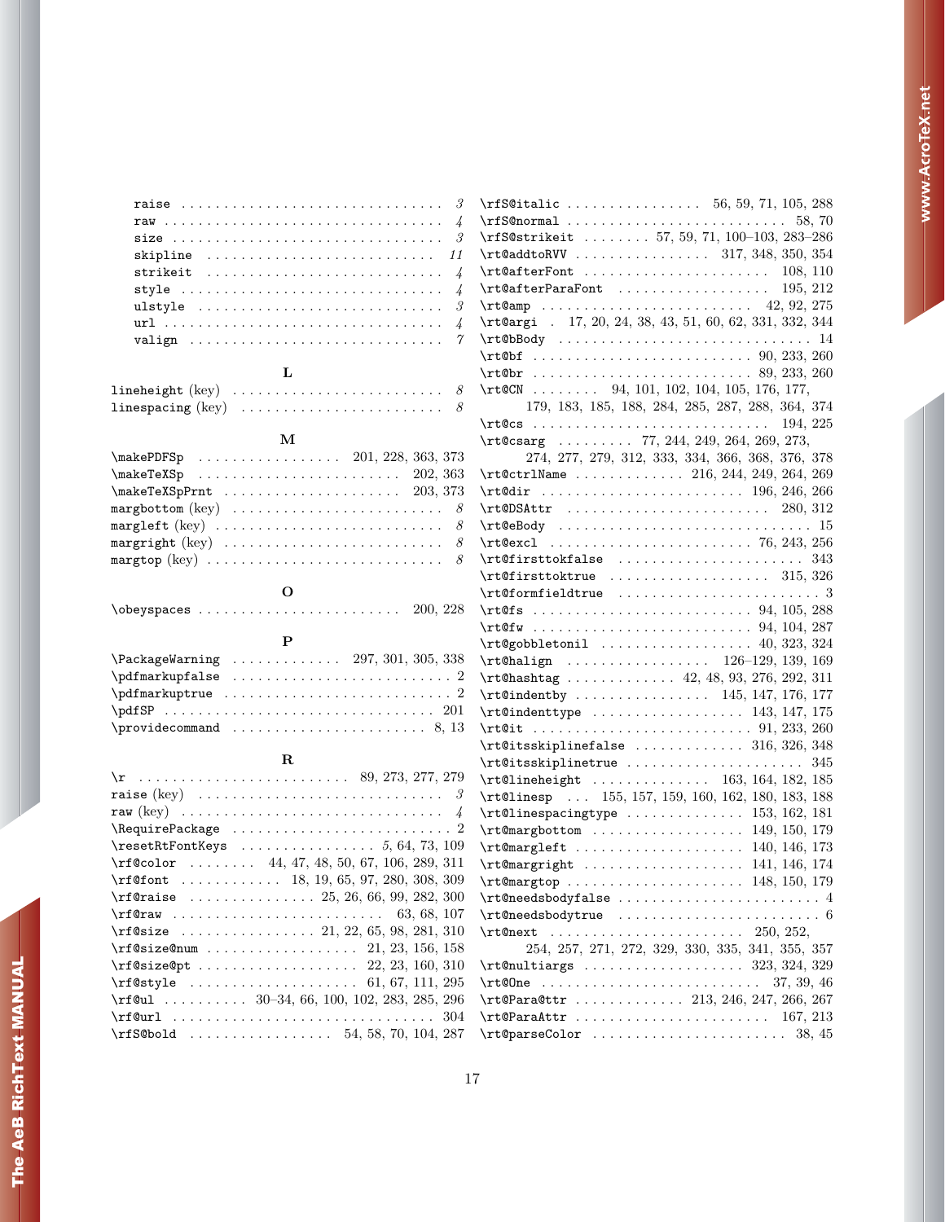raise . . . . . . . . . . . . . . . . . . . . . . . . . . . . . . *3*
raw . . . . . . . . . . . . . . . . . . . . . . . . . . . . . . . . *4*
size . . . . . . . . . . . . . . . . . . . . . . . . . . . . . . . *3*
skipline . . . . . . . . . . . . . . . . . . . . . . . . . . . *11*
strikeit . . . . . . . . . . . . . . . . . . . . . . . . . . . . *4*
style . . . . . . . . . . . . . . . . . . . . . . . . . . . . . . *4*
ulstyle . . . . . . . . . . . . . . . . . . . . . . . . . . . . . *3*
url . . . . . . . . . . . . . . . . . . . . . . . . . . . . . . . . *4*
valign . . . . . . . . . . . . . . . . . . . . . . . . . . . . . . *7*

**L**

lineheight (key) . . . . . . . . . . . . . . . . . . . . . . . . *8*
linespacing (key) . . . . . . . . . . . . . . . . . . . . . . . *8*

**M**

\makePDFSp . . . . . . . . . . . . . . . . . 201, 228, 363, 373
\makeTeXSp . . . . . . . . . . . . . . . . . . . . . . . . 202, 363
\makeTeXSpPrnt . . . . . . . . . . . . . . . . . . . . . 203, 373
margbottom (key) . . . . . . . . . . . . . . . . . . . . . . . . *8*
margleft (key) . . . . . . . . . . . . . . . . . . . . . . . . . . *8*
margright (key) . . . . . . . . . . . . . . . . . . . . . . . . . *8*
margtop (key) . . . . . . . . . . . . . . . . . . . . . . . . . . *8*

**O**

\obeyspaces . . . . . . . . . . . . . . . . . . . . . . . . 200, 228

**P**

\PackageWarning . . . . . . . . . . . . . 297, 301, 305, 338
\pdfmarkupfalse . . . . . . . . . . . . . . . . . . . . . . . . . . 2
\pdfmarkuptrue . . . . . . . . . . . . . . . . . . . . . . . . . . . 2
\pdfSP . . . . . . . . . . . . . . . . . . . . . . . . . . . . . . . 201
\providecommand . . . . . . . . . . . . . . . . . . . . . . . 8, 13

**R**

\r . . . . . . . . . . . . . . . . . . . . . . . . . 89, 273, 277, 279
raise (key) . . . . . . . . . . . . . . . . . . . . . . . . . . . . . *3*
raw (key) . . . . . . . . . . . . . . . . . . . . . . . . . . . . . . *4*
\RequirePackage . . . . . . . . . . . . . . . . . . . . . . . . . . 2
\resetRtFontKeys . . . . . . . . . . . . . . . . . *5*, 64, 73, 109
\rf@color . . . . . . . . 44, 47, 48, 50, 67, 106, 289, 311
\rf@font . . . . . . . . . . . . 18, 19, 65, 97, 280, 308, 309
\rf@raise . . . . . . . . . . . . . . . 25, 26, 66, 99, 282, 300
\rf@raw . . . . . . . . . . . . . . . . . . . . . . . . . 63, 68, 107
\rf@size . . . . . . . . . . . . . . . . 21, 22, 65, 98, 281, 310
\rf@size@num . . . . . . . . . . . . . . . . . . 21, 23, 156, 158
\rf@size@pt . . . . . . . . . . . . . . . . . . . 22, 23, 160, 310
\rf@style . . . . . . . . . . . . . . . . . . . . 61, 67, 111, 295
\rf@ul . . . . . . . . . . 30–34, 66, 100, 102, 283, 285, 296
\rf@url . . . . . . . . . . . . . . . . . . . . . . . . . . . . . . . 304
\rfS@bold . . . . . . . . . . . . . . . . . 54, 58, 70, 104, 287
\rfS@italic . . . . . . . . . . . . . . . . 56, 59, 71, 105, 288
\rfS@normal . . . . . . . . . . . . . . . . . . . . . . . . . . 58, 70
\rfS@strikeit . . . . . . . . 57, 59, 71, 100–103, 283–286
\rt@addtoRVV . . . . . . . . . . . . . . . . 317, 348, 350, 354
\rt@afterFont . . . . . . . . . . . . . . . . . . . . . . . 108, 110
\rt@afterParaFont . . . . . . . . . . . . . . . . . . . 195, 212
\rt@amp . . . . . . . . . . . . . . . . . . . . . . . . . 42, 92, 275
\rt@argi . 17, 20, 24, 38, 43, 51, 60, 62, 331, 332, 344
\rt@bBody . . . . . . . . . . . . . . . . . . . . . . . . . . . . . 14
\rt@bf . . . . . . . . . . . . . . . . . . . . . . . . . . 90, 233, 260
\rt@br . . . . . . . . . . . . . . . . . . . . . . . . . . 89, 233, 260
\rt@CN . . . . . . . . 94, 101, 102, 104, 105, 176, 177, 179, 183, 185, 188, 284, 285, 287, 288, 364, 374
\rt@cs . . . . . . . . . . . . . . . . . . . . . . . . . . . . 194, 225
\rt@csarg . . . . . . . . . 77, 244, 249, 264, 269, 273, 274, 277, 279, 312, 333, 334, 366, 368, 376, 378
\rt@ctrlName . . . . . . . . . . . . . 216, 244, 249, 264, 269
\rt@dir . . . . . . . . . . . . . . . . . . . . . . . . 196, 246, 266
\rt@DSAttr . . . . . . . . . . . . . . . . . . . . . . . . . 280, 312
\rt@eBody . . . . . . . . . . . . . . . . . . . . . . . . . . . . . 15
\rt@excl . . . . . . . . . . . . . . . . . . . . . . . . 76, 243, 256
\rt@firsttokfalse . . . . . . . . . . . . . . . . . . . . . . . 343
\rt@firsttoktrue . . . . . . . . . . . . . . . . . . . . 315, 326
\rt@formfieldtrue . . . . . . . . . . . . . . . . . . . . . . . . 3
\rt@fs . . . . . . . . . . . . . . . . . . . . . . . . . 94, 105, 288
\rt@fw . . . . . . . . . . . . . . . . . . . . . . . . . 94, 104, 287
\rt@gobbletonil . . . . . . . . . . . . . . . . . . 40, 323, 324
\rt@halign . . . . . . . . . . . . . . . . . 126–129, 139, 169
\rt@hashtag . . . . . . . . . . . . . 42, 48, 93, 276, 292, 311
\rt@indentby . . . . . . . . . . . . . . . . 145, 147, 176, 177
\rt@indenttype . . . . . . . . . . . . . . . . . . 143, 147, 175
\rt@it . . . . . . . . . . . . . . . . . . . . . . . . . 91, 233, 260
\rt@itsskiplinefalse . . . . . . . . . . . . . 316, 326, 348
\rt@itsskiplinetrue . . . . . . . . . . . . . . . . . . . . . 345
\rt@lineheight . . . . . . . . . . . . . . 163, 164, 182, 185
\rt@linesp . . . 155, 157, 159, 160, 162, 180, 183, 188
\rt@linespacingtype . . . . . . . . . . . . . . 153, 162, 181
\rt@margbottom . . . . . . . . . . . . . . . . . . 149, 150, 179
\rt@margleft . . . . . . . . . . . . . . . . . . . . 140, 146, 173
\rt@margright . . . . . . . . . . . . . . . . . . . 141, 146, 174
\rt@margtop . . . . . . . . . . . . . . . . . . . . . 148, 150, 179
\rt@needsbodyfalse . . . . . . . . . . . . . . . . . . . . . . . . 4
\rt@needsbodytrue . . . . . . . . . . . . . . . . . . . . . . . . 6
\rt@next . . . . . . . . . . . . . . . . . . . . . . . . . 250, 252, 254, 257, 271, 272, 329, 330, 335, 341, 355, 357
\rt@nultiargs . . . . . . . . . . . . . . . . . . . . 323, 324, 329
\rt@One . . . . . . . . . . . . . . . . . . . . . . . . . 37, 39, 46
\rt@Para@ttr . . . . . . . . . . . . . 213, 246, 247, 266, 267
\rt@ParaAttr . . . . . . . . . . . . . . . . . . . . . . . 167, 213
\rt@parseColor . . . . . . . . . . . . . . . . . . . . . . . . 38, 45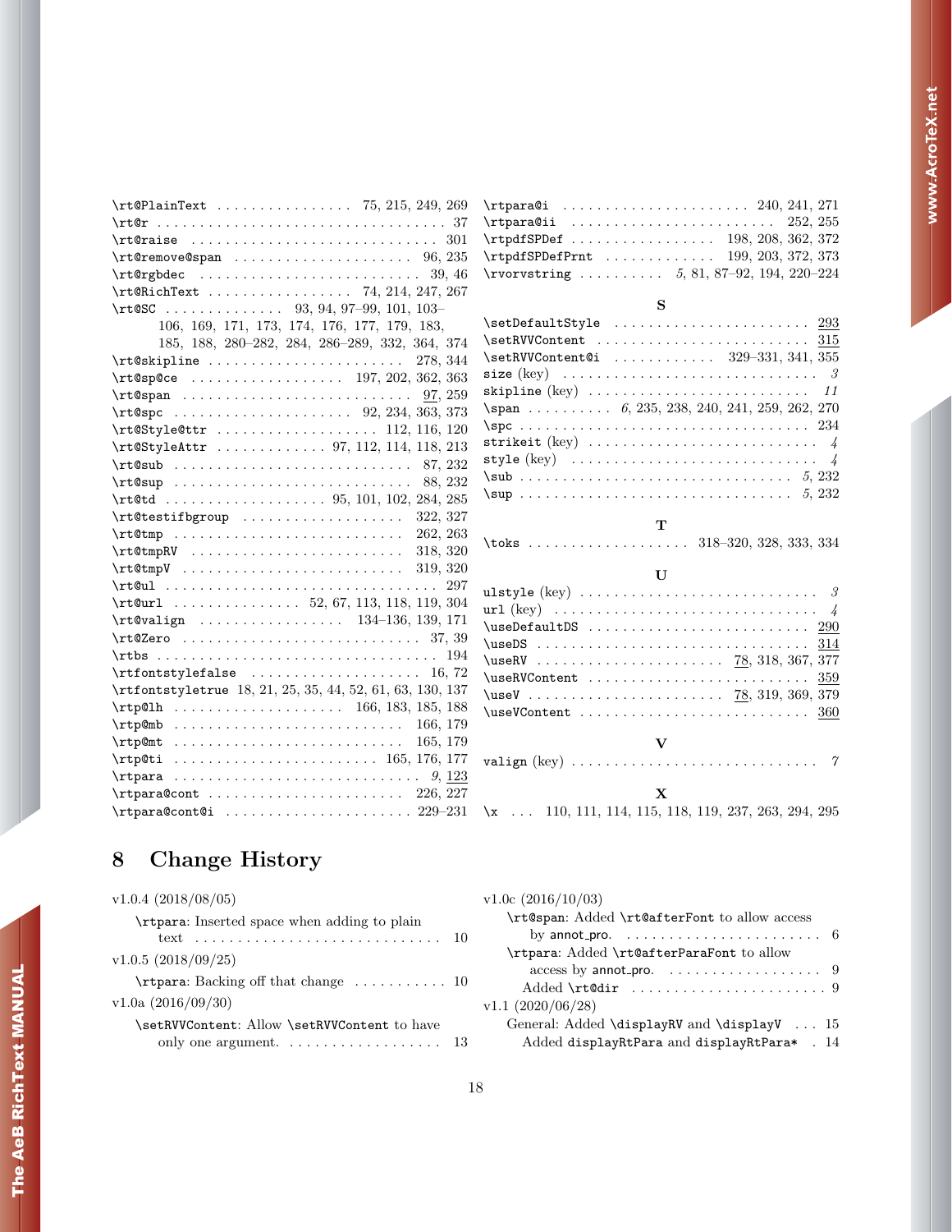\rt@PlainText . . . . . . . . . . . . . . . . 75, 215, 249, 269
\rt@r . . . . . . . . . . . . . . . . . . . . . . . . . . . . . . . . . . 37
\rt@raise . . . . . . . . . . . . . . . . . . . . . . . . . . . . . 301
\rt@remove@span . . . . . . . . . . . . . . . . . . . . . 96, 235
\rt@rgbdec . . . . . . . . . . . . . . . . . . . . . . . . . . 39, 46
\rt@RichText . . . . . . . . . . . . . . . . . 74, 214, 247, 267
\rt@SC . . . . . . . . . . . . . . 93, 94, 97–99, 101, 103–
106, 169, 171, 173, 174, 176, 177, 179, 183,
185, 188, 280–282, 284, 286–289, 332, 364, 374
\rt@skipline . . . . . . . . . . . . . . . . . . . . . . . 278, 344
\rt@sp@ce . . . . . . . . . . . . . . . . . . 197, 202, 362, 363
\rt@span . . . . . . . . . . . . . . . . . . . . . . . . . . . <u>97</u>, 259
\rt@spc . . . . . . . . . . . . . . . . . . . . . 92, 234, 363, 373
\rt@Style@ttr . . . . . . . . . . . . . . . . . . . 112, 116, 120
\rt@StyleAttr . . . . . . . . . . . . . 97, 112, 114, 118, 213
\rt@sub . . . . . . . . . . . . . . . . . . . . . . . . . . . . 87, 232
\rt@sup . . . . . . . . . . . . . . . . . . . . . . . . . . . . 88, 232
\rt@td . . . . . . . . . . . . . . . . . . . . 95, 101, 102, 284, 285
\rt@testifbgroup . . . . . . . . . . . . . . . . . . . 322, 327
\rt@tmp . . . . . . . . . . . . . . . . . . . . . . . . . . . 262, 263
\rt@tmpRV . . . . . . . . . . . . . . . . . . . . . . . . . 318, 320
\rt@tmpV . . . . . . . . . . . . . . . . . . . . . . . . . . 319, 320
\rt@ul . . . . . . . . . . . . . . . . . . . . . . . . . . . . . . . . . 297
\rt@url . . . . . . . . . . . . . . . 52, 67, 113, 118, 119, 304
\rt@valign . . . . . . . . . . . . . . . . . 134–136, 139, 171
\rt@Zero . . . . . . . . . . . . . . . . . . . . . . . . . . . . 37, 39
\rtbs . . . . . . . . . . . . . . . . . . . . . . . . . . . . . . . . . 194
\rtfontstylefalse . . . . . . . . . . . . . . . . . . . . 16, 72
\rtfontstyletrue 18, 21, 25, 35, 44, 52, 61, 63, 130, 137
\rtp@lh . . . . . . . . . . . . . . . . . . . . 166, 183, 185, 188
\rtp@mb . . . . . . . . . . . . . . . . . . . . . . . . . . . 166, 179
\rtp@mt . . . . . . . . . . . . . . . . . . . . . . . . . . . 165, 179
\rtp@ti . . . . . . . . . . . . . . . . . . . . . . . . 165, 176, 177
\rtpara . . . . . . . . . . . . . . . . . . . . . . . . . . . . . *9*, <u>123</u>
\rtpara@cont . . . . . . . . . . . . . . . . . . . . . . . 226, 227
\rtpara@cont@i . . . . . . . . . . . . . . . . . . . . . . 229–231
\rtpara@i . . . . . . . . . . . . . . . . . . . . . . 240, 241, 271
\rtpara@ii . . . . . . . . . . . . . . . . . . . . . . . . . 252, 255
\rtpdfSPDef . . . . . . . . . . . . . . . . . 198, 208, 362, 372
\rtpdfSPDefPrnt . . . . . . . . . . . . . 199, 203, 372, 373
\rvorvstring . . . . . . . . . . *5*, 81, 87–92, 194, 220–224

**S**

\setDefaultStyle . . . . . . . . . . . . . . . . . . . . . . . <u>293</u>
\setRVVContent . . . . . . . . . . . . . . . . . . . . . . . . . <u>315</u>
\setRVVContent@i . . . . . . . . . . . . 329–331, 341, 355
size (key) . . . . . . . . . . . . . . . . . . . . . . . . . . . . . . . . *3*
skipline (key) . . . . . . . . . . . . . . . . . . . . . . . . . . . *11*
\span . . . . . . . . . . *6*, 235, 238, 240, 241, 259, 262, 270
\spc . . . . . . . . . . . . . . . . . . . . . . . . . . . . . . . . . . . 234
strikeit (key) . . . . . . . . . . . . . . . . . . . . . . . . . . . . *4*
style (key) . . . . . . . . . . . . . . . . . . . . . . . . . . . . . . *4*
\sub . . . . . . . . . . . . . . . . . . . . . . . . . . . . . . . *5*, 232
\sup . . . . . . . . . . . . . . . . . . . . . . . . . . . . . . . *5*, 232

**T**

\toks . . . . . . . . . . . . . . . . . . . 318–320, 328, 333, 334

**U**

ulstyle (key) . . . . . . . . . . . . . . . . . . . . . . . . . . . . *3*
url (key) . . . . . . . . . . . . . . . . . . . . . . . . . . . . . . . . *4*
\useDefaultDS . . . . . . . . . . . . . . . . . . . . . . . . . . <u>290</u>
\useDS . . . . . . . . . . . . . . . . . . . . . . . . . . . . . . . . . <u>314</u>
\useRV . . . . . . . . . . . . . . . . . . . . . . <u>78</u>, 318, 367, 377
\useRVContent . . . . . . . . . . . . . . . . . . . . . . . . . . <u>359</u>
\useV . . . . . . . . . . . . . . . . . . . . . . . <u>78</u>, 319, 369, 379
\useVContent . . . . . . . . . . . . . . . . . . . . . . . . . . . <u>360</u>

**V**

valign (key) . . . . . . . . . . . . . . . . . . . . . . . . . . . . . *7*

**X**

\x . . . 110, 111, 114, 115, 118, 119, 237, 263, 294, 295

# 8 Change History

v1.0.4 (2018/08/05)

\rtpara: Inserted space when adding to plain text . . . . . . . . . . . . . . . . . . . . . . . . . . . . 10

v1.0.5 (2018/09/25)

\rtpara: Backing off that change . . . . . . . . . . . 10

v1.0a (2016/09/30)

\setRVVContent: Allow \setRVVContent to have only one argument. . . . . . . . . . . . . . . . . . . 13

v1.0c (2016/10/03)

\rt@span: Added \rt@afterFont to allow access by annot_pro. . . . . . . . . . . . . . . . . . . . . . . . 6

\rtpara: Added \rt@afterParaFont to allow access by annot_pro. . . . . . . . . . . . . . . . . . . 9

Added \rt@dir . . . . . . . . . . . . . . . . . . . . . . . 9

v1.1 (2020/06/28)

General: Added \displayRV and \displayV . . . 15

Added displayRtPara and displayRtPara* . 14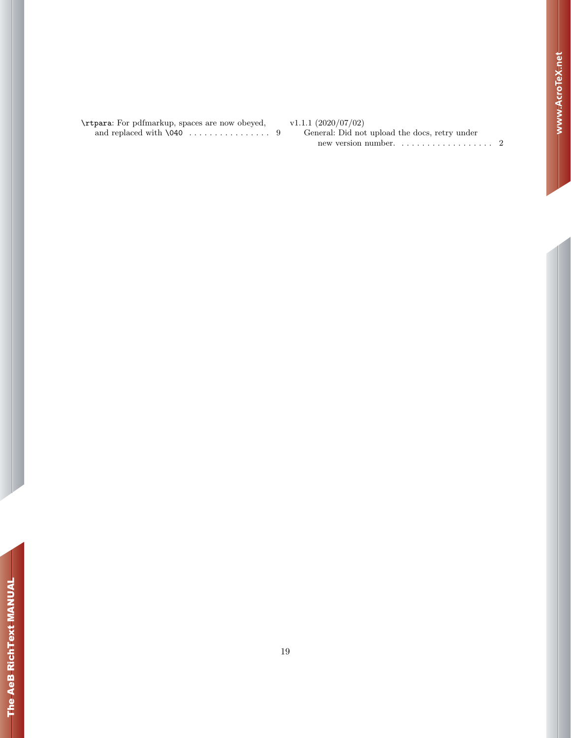\rtpara: For pdfmarkup, spaces are now obeyed, and replaced with \040 . . . . . . . . . . . . . . . . 9

v1.1.1 (2020/07/02)
General: Did not upload the docs, retry under new version number. . . . . . . . . . . . . . . . . . . . 2